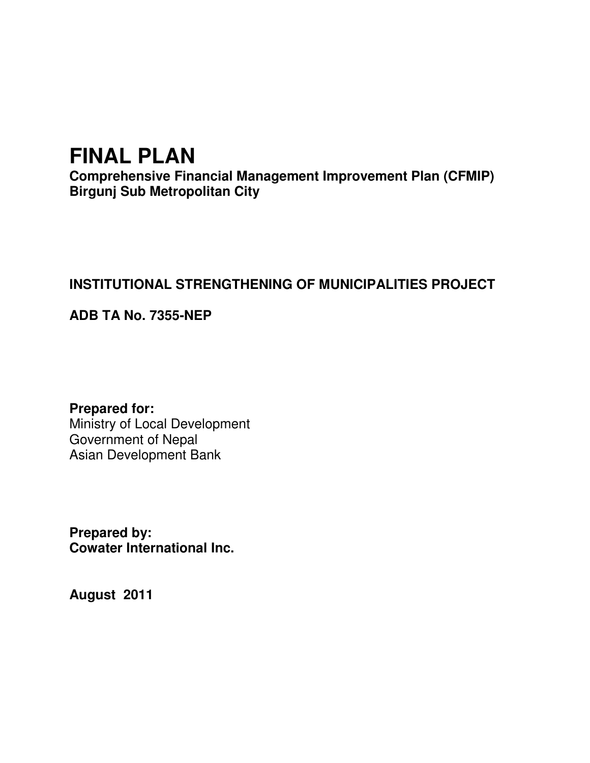# FINAL PLAN

**Comprehensive Financial Management Improvement Plan (CFMIP)**
**Birgunj Sub Metropolitan City**

**INSTITUTIONAL STRENGTHENING OF MUNICIPALITIES PROJECT**

**ADB TA No. 7355-NEP**

**Prepared for:**
Ministry of Local Development
Government of Nepal
Asian Development Bank

**Prepared by:**
**Cowater International Inc.**

**August 2011**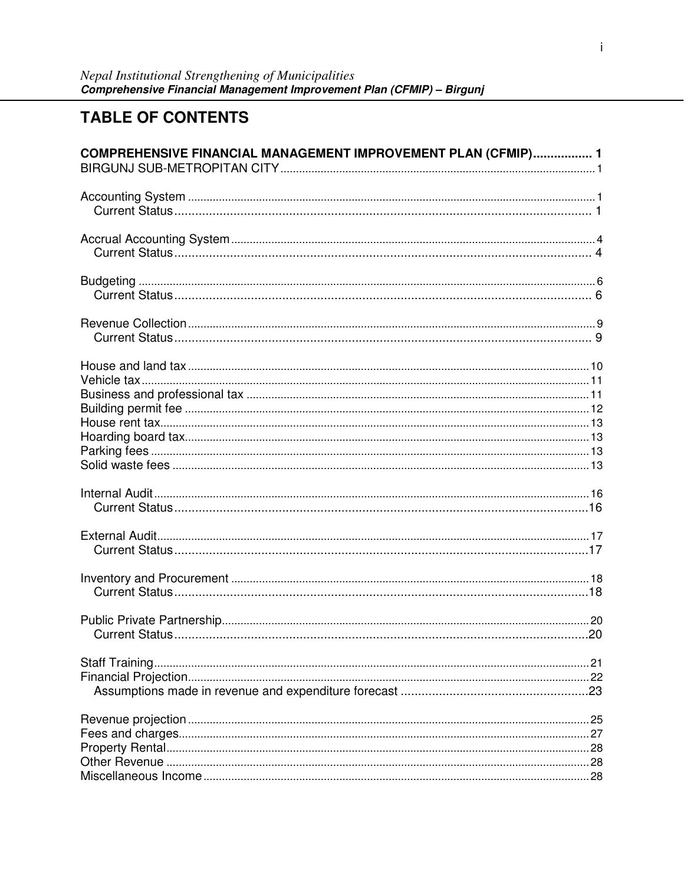# TABLE OF CONTENTS

**COMPREHENSIVE FINANCIAL MANAGEMENT IMPROVEMENT PLAN (CFMIP)................. 1**
BIRGUNJ SUB-METROPITAN CITY.................................................................................................... 1

Accounting System ................................................................................................................... 1
  Current Status......................................................................................................................... 1

Accrual Accounting System........................................................................................................ 4
  Current Status......................................................................................................................... 4

Budgeting ................................................................................................................................. 6
  Current Status......................................................................................................................... 6

Revenue Collection.................................................................................................................... 9
  Current Status......................................................................................................................... 9

House and land tax .................................................................................................................. 10
Vehicle tax................................................................................................................................ 11
Business and professional tax ................................................................................................. 11
Building permit fee ................................................................................................................... 12
House rent tax.......................................................................................................................... 13
Hoarding board tax................................................................................................................... 13
Parking fees ............................................................................................................................. 13
Solid waste fees ....................................................................................................................... 13

Internal Audit............................................................................................................................. 16
  Current Status........................................................................................................................ 16

External Audit........................................................................................................................... 17
  Current Status........................................................................................................................ 17

Inventory and Procurement ...................................................................................................... 18
  Current Status........................................................................................................................ 18

Public Private Partnership........................................................................................................ 20
  Current Status........................................................................................................................ 20

Staff Training............................................................................................................................ 21
Financial Projection.................................................................................................................. 22
  Assumptions made in revenue and expenditure forecast ...................................................... 23

Revenue projection................................................................................................................... 25
Fees and charges...................................................................................................................... 27
Property Rental......................................................................................................................... 28
Other Revenue ......................................................................................................................... 28
Miscellaneous Income.............................................................................................................. 28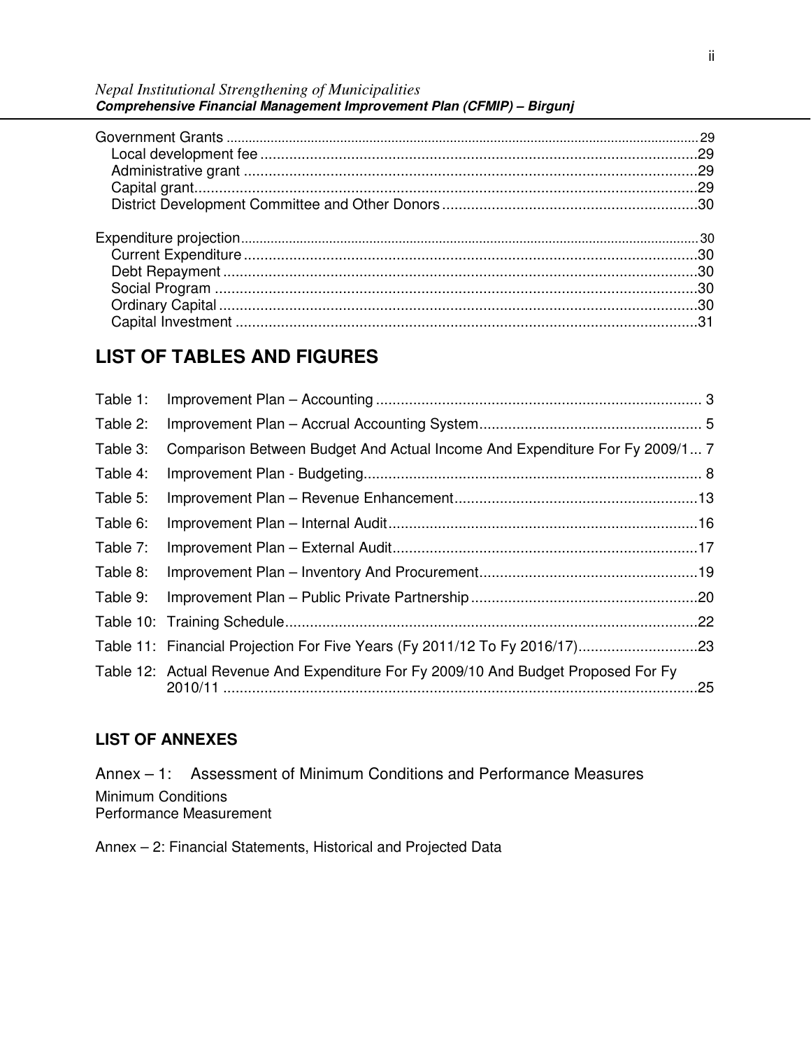Government Grants ........................................................................................................................................29

- Local development fee .........................................................................................................29
- Administrative grant .............................................................................................................29
- Capital grant.........................................................................................................................29
- District Development Committee and Other Donors .............................................................30

Expenditure projection...................................................................................................................................30

- Current Expenditure .............................................................................................................30
- Debt Repayment ..................................................................................................................30
- Social Program .....................................................................................................................30
- Ordinary Capital ...................................................................................................................30
- Capital Investment ...............................................................................................................31

## LIST OF TABLES AND FIGURES

| | |
|---|---|
| Table 1: | Improvement Plan – Accounting ............................................................................... 3 |
| Table 2: | Improvement Plan – Accrual Accounting System...................................................... 5 |
| Table 3: | Comparison Between Budget And Actual Income And Expenditure For Fy 2009/1... 7 |
| Table 4: | Improvement Plan - Budgeting.................................................................................. 8 |
| Table 5: | Improvement Plan – Revenue Enhancement..........................................................13 |
| Table 6: | Improvement Plan – Internal Audit..........................................................................16 |
| Table 7: | Improvement Plan – External Audit.........................................................................17 |
| Table 8: | Improvement Plan – Inventory And Procurement....................................................19 |
| Table 9: | Improvement Plan – Public Private Partnership......................................................20 |
| Table 10: | Training Schedule...................................................................................................22 |
| Table 11: | Financial Projection For Five Years (Fy 2011/12 To Fy 2016/17)............................23 |
| Table 12: | Actual Revenue And Expenditure For Fy 2009/10 And Budget Proposed For Fy 2010/11 ...................................................................................................................25 |

### LIST OF ANNEXES

Annex – 1: Assessment of Minimum Conditions and Performance Measures

Minimum Conditions
Performance Measurement

Annex – 2: Financial Statements, Historical and Projected Data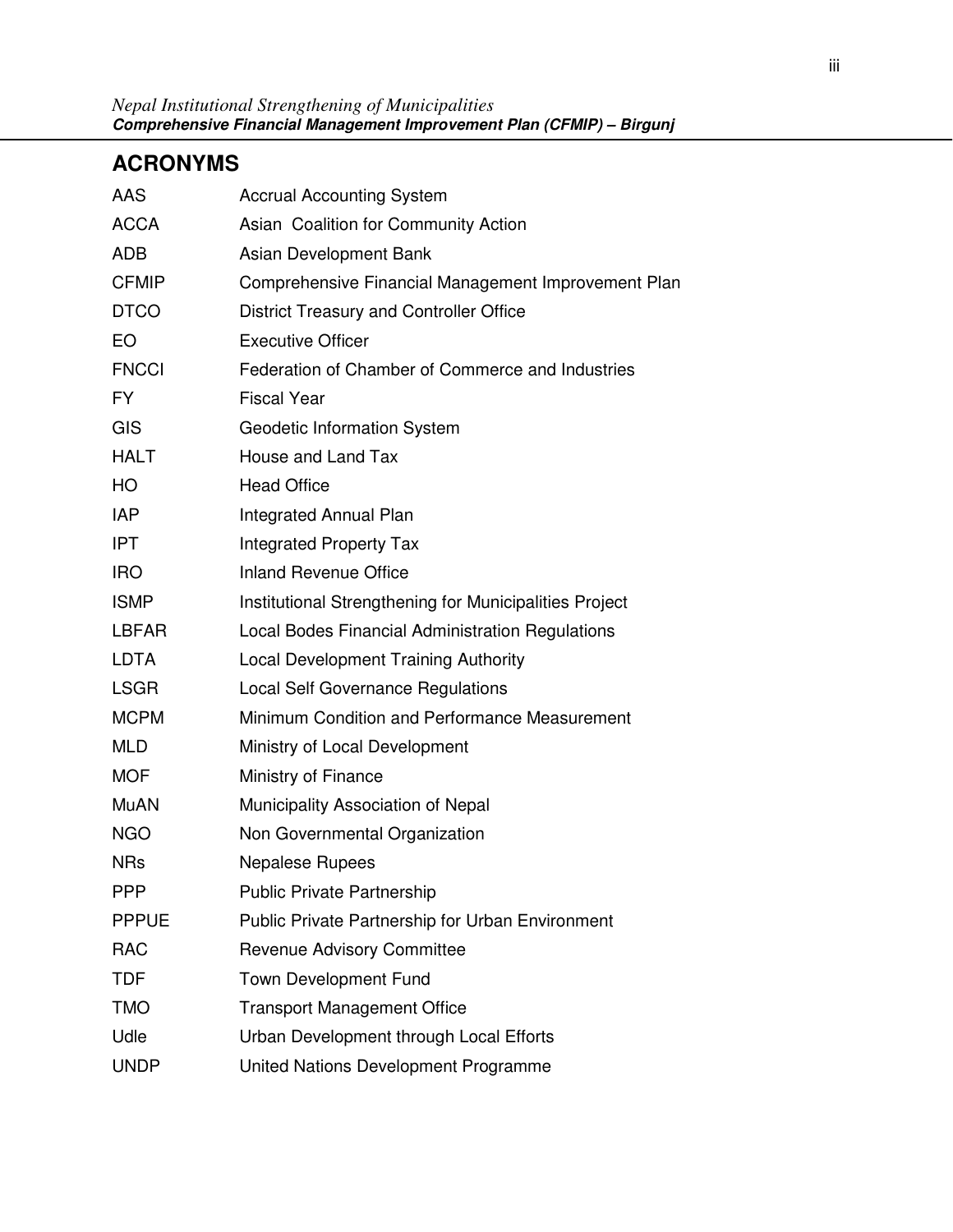## ACRONYMS

| | |
|---|---|
| AAS | Accrual Accounting System |
| ACCA | Asian Coalition for Community Action |
| ADB | Asian Development Bank |
| CFMIP | Comprehensive Financial Management Improvement Plan |
| DTCO | District Treasury and Controller Office |
| EO | Executive Officer |
| FNCCI | Federation of Chamber of Commerce and Industries |
| FY | Fiscal Year |
| GIS | Geodetic Information System |
| HALT | House and Land Tax |
| HO | Head Office |
| IAP | Integrated Annual Plan |
| IPT | Integrated Property Tax |
| IRO | Inland Revenue Office |
| ISMP | Institutional Strengthening for Municipalities Project |
| LBFAR | Local Bodes Financial Administration Regulations |
| LDTA | Local Development Training Authority |
| LSGR | Local Self Governance Regulations |
| MCPM | Minimum Condition and Performance Measurement |
| MLD | Ministry of Local Development |
| MOF | Ministry of Finance |
| MuAN | Municipality Association of Nepal |
| NGO | Non Governmental Organization |
| NRs | Nepalese Rupees |
| PPP | Public Private Partnership |
| PPPUE | Public Private Partnership for Urban Environment |
| RAC | Revenue Advisory Committee |
| TDF | Town Development Fund |
| TMO | Transport Management Office |
| Udle | Urban Development through Local Efforts |
| UNDP | United Nations Development Programme |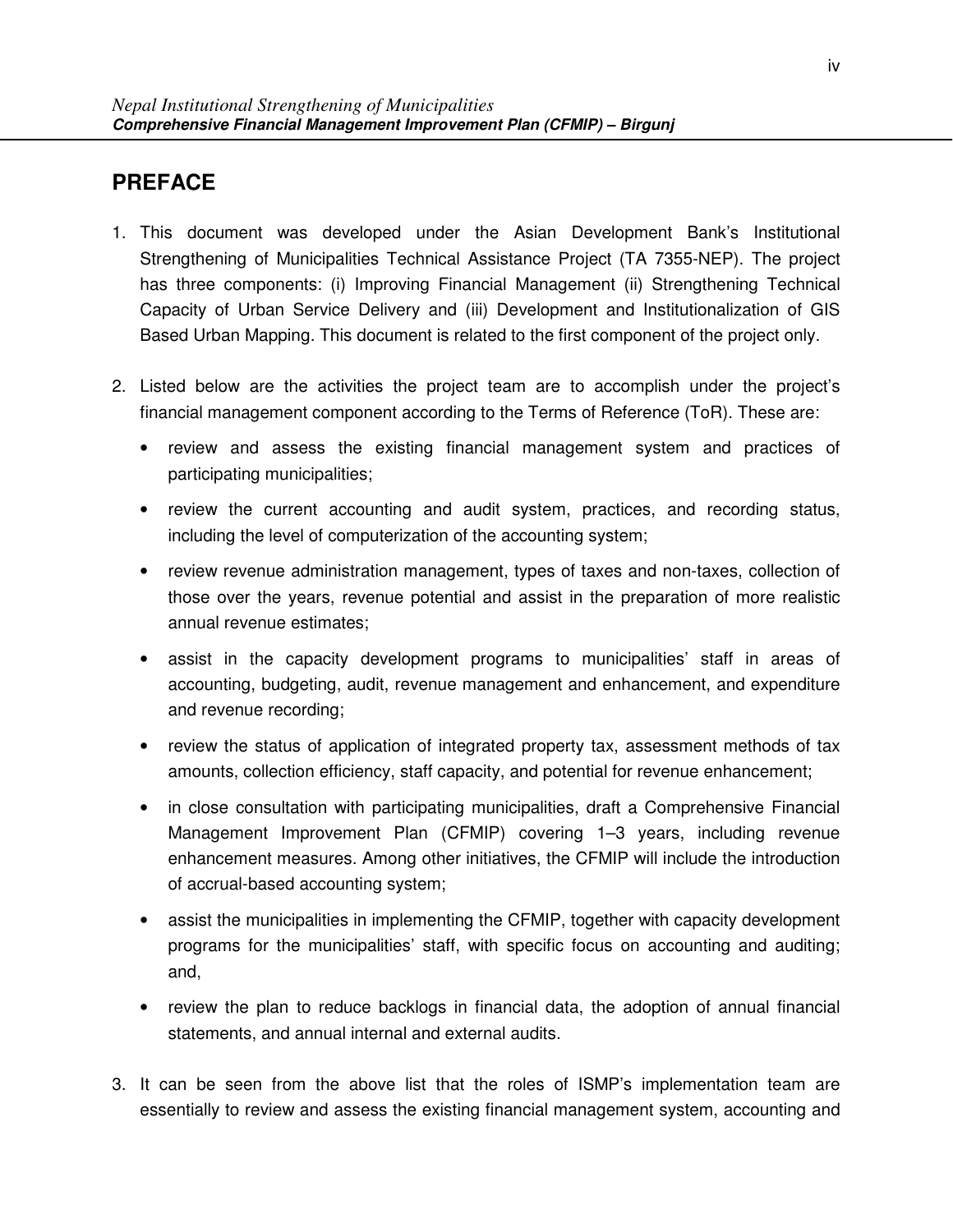## PREFACE

1. This document was developed under the Asian Development Bank's Institutional Strengthening of Municipalities Technical Assistance Project (TA 7355-NEP). The project has three components: (i) Improving Financial Management (ii) Strengthening Technical Capacity of Urban Service Delivery and (iii) Development and Institutionalization of GIS Based Urban Mapping. This document is related to the first component of the project only.

2. Listed below are the activities the project team are to accomplish under the project's financial management component according to the Terms of Reference (ToR). These are:

   - review and assess the existing financial management system and practices of participating municipalities;
   - review the current accounting and audit system, practices, and recording status, including the level of computerization of the accounting system;
   - review revenue administration management, types of taxes and non-taxes, collection of those over the years, revenue potential and assist in the preparation of more realistic annual revenue estimates;
   - assist in the capacity development programs to municipalities' staff in areas of accounting, budgeting, audit, revenue management and enhancement, and expenditure and revenue recording;
   - review the status of application of integrated property tax, assessment methods of tax amounts, collection efficiency, staff capacity, and potential for revenue enhancement;
   - in close consultation with participating municipalities, draft a Comprehensive Financial Management Improvement Plan (CFMIP) covering 1–3 years, including revenue enhancement measures. Among other initiatives, the CFMIP will include the introduction of accrual-based accounting system;
   - assist the municipalities in implementing the CFMIP, together with capacity development programs for the municipalities' staff, with specific focus on accounting and auditing; and,
   - review the plan to reduce backlogs in financial data, the adoption of annual financial statements, and annual internal and external audits.

3. It can be seen from the above list that the roles of ISMP's implementation team are essentially to review and assess the existing financial management system, accounting and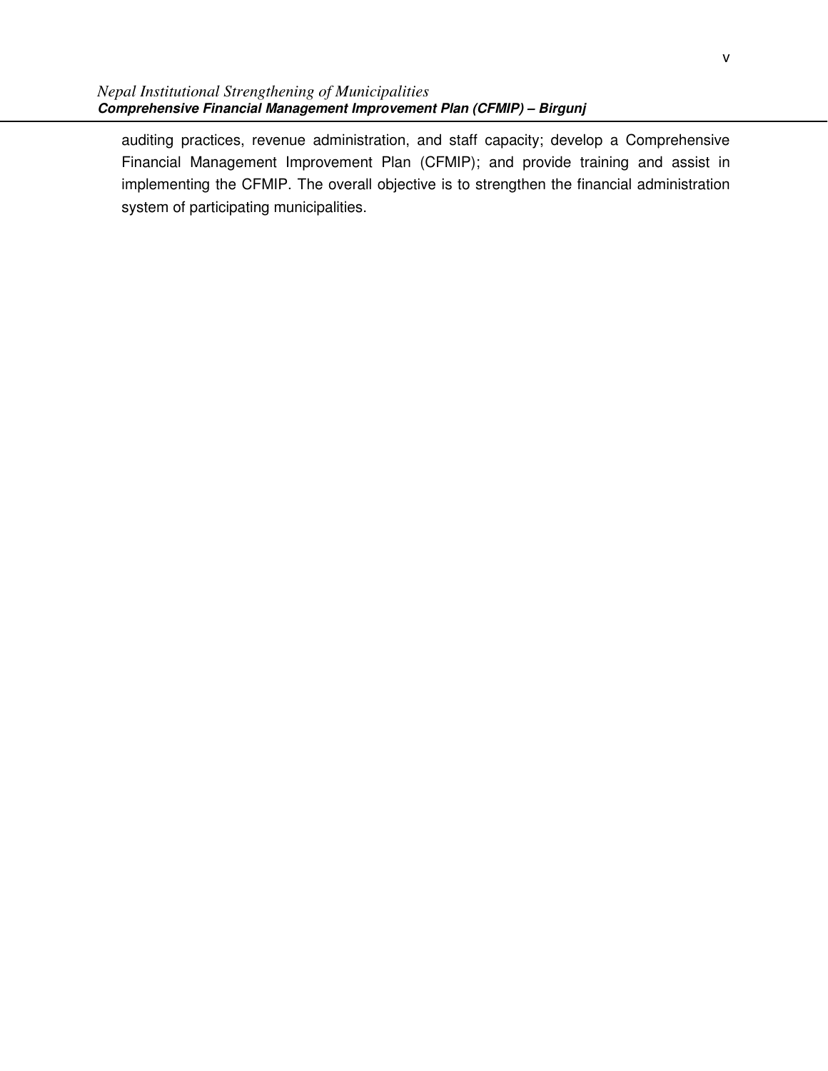auditing practices, revenue administration, and staff capacity; develop a Comprehensive Financial Management Improvement Plan (CFMIP); and provide training and assist in implementing the CFMIP. The overall objective is to strengthen the financial administration system of participating municipalities.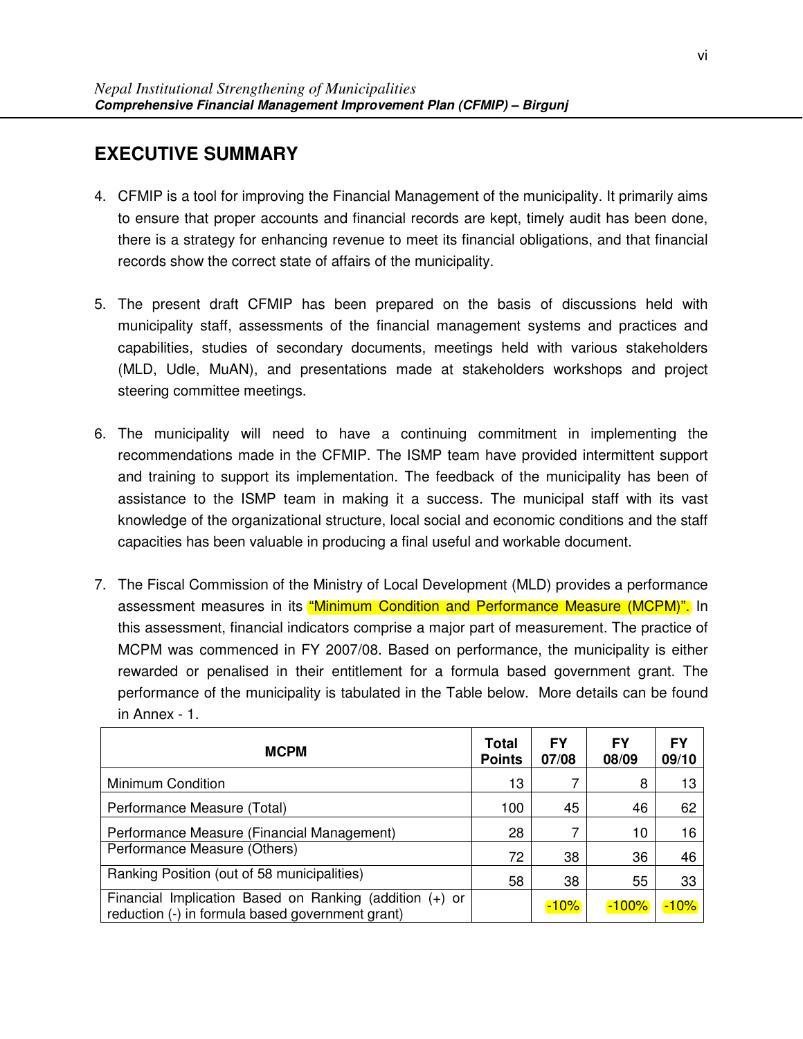## EXECUTIVE SUMMARY

4. CFMIP is a tool for improving the Financial Management of the municipality. It primarily aims to ensure that proper accounts and financial records are kept, timely audit has been done, there is a strategy for enhancing revenue to meet its financial obligations, and that financial records show the correct state of affairs of the municipality.

5. The present draft CFMIP has been prepared on the basis of discussions held with municipality staff, assessments of the financial management systems and practices and capabilities, studies of secondary documents, meetings held with various stakeholders (MLD, Udle, MuAN), and presentations made at stakeholders workshops and project steering committee meetings.

6. The municipality will need to have a continuing commitment in implementing the recommendations made in the CFMIP. The ISMP team have provided intermittent support and training to support its implementation. The feedback of the municipality has been of assistance to the ISMP team in making it a success. The municipal staff with its vast knowledge of the organizational structure, local social and economic conditions and the staff capacities has been valuable in producing a final useful and workable document.

7. The Fiscal Commission of the Ministry of Local Development (MLD) provides a performance assessment measures in its "Minimum Condition and Performance Measure (MCPM)". In this assessment, financial indicators comprise a major part of measurement. The practice of MCPM was commenced in FY 2007/08. Based on performance, the municipality is either rewarded or penalised in their entitlement for a formula based government grant. The performance of the municipality is tabulated in the Table below. More details can be found in Annex - 1.

| MCPM | Total Points | FY 07/08 | FY 08/09 | FY 09/10 |
|---|---|---|---|---|
| Minimum Condition | 13 | 7 | 8 | 13 |
| Performance Measure (Total) | 100 | 45 | 46 | 62 |
| Performance Measure (Financial Management) | 28 | 7 | 10 | 16 |
| Performance Measure (Others) | 72 | 38 | 36 | 46 |
| Ranking Position (out of 58 municipalities) | 58 | 38 | 55 | 33 |
| Financial Implication Based on Ranking (addition (+) or reduction (-) in formula based government grant) | | -10% | -100% | -10% |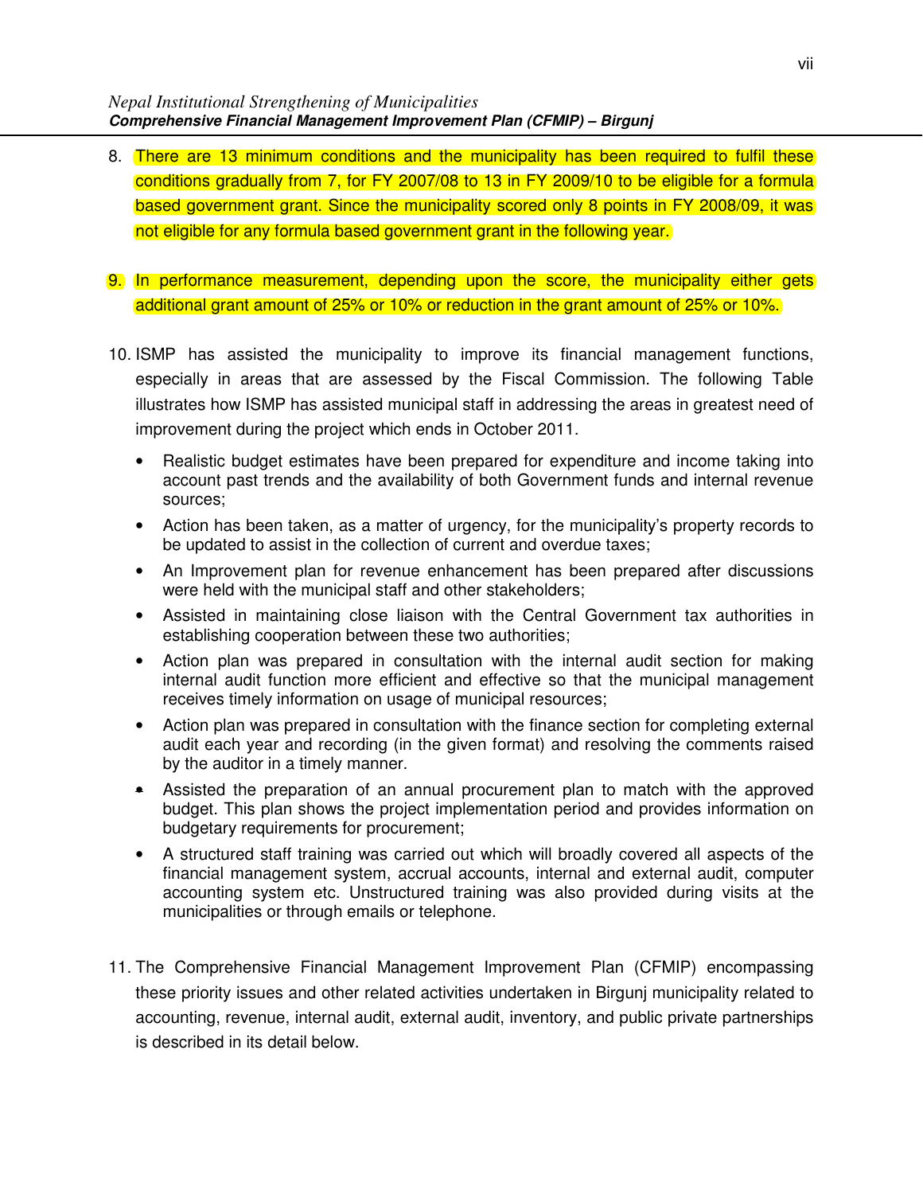8. There are 13 minimum conditions and the municipality has been required to fulfil these conditions gradually from 7, for FY 2007/08 to 13 in FY 2009/10 to be eligible for a formula based government grant. Since the municipality scored only 8 points in FY 2008/09, it was not eligible for any formula based government grant in the following year.

9. In performance measurement, depending upon the score, the municipality either gets additional grant amount of 25% or 10% or reduction in the grant amount of 25% or 10%.

10. ISMP has assisted the municipality to improve its financial management functions, especially in areas that are assessed by the Fiscal Commission. The following Table illustrates how ISMP has assisted municipal staff in addressing the areas in greatest need of improvement during the project which ends in October 2011.

    - Realistic budget estimates have been prepared for expenditure and income taking into account past trends and the availability of both Government funds and internal revenue sources;
    - Action has been taken, as a matter of urgency, for the municipality's property records to be updated to assist in the collection of current and overdue taxes;
    - An Improvement plan for revenue enhancement has been prepared after discussions were held with the municipal staff and other stakeholders;
    - Assisted in maintaining close liaison with the Central Government tax authorities in establishing cooperation between these two authorities;
    - Action plan was prepared in consultation with the internal audit section for making internal audit function more efficient and effective so that the municipal management receives timely information on usage of municipal resources;
    - Action plan was prepared in consultation with the finance section for completing external audit each year and recording (in the given format) and resolving the comments raised by the auditor in a timely manner.
    - Assisted the preparation of an annual procurement plan to match with the approved budget. This plan shows the project implementation period and provides information on budgetary requirements for procurement;
    - A structured staff training was carried out which will broadly covered all aspects of the financial management system, accrual accounts, internal and external audit, computer accounting system etc. Unstructured training was also provided during visits at the municipalities or through emails or telephone.

11. The Comprehensive Financial Management Improvement Plan (CFMIP) encompassing these priority issues and other related activities undertaken in Birgunj municipality related to accounting, revenue, internal audit, external audit, inventory, and public private partnerships is described in its detail below.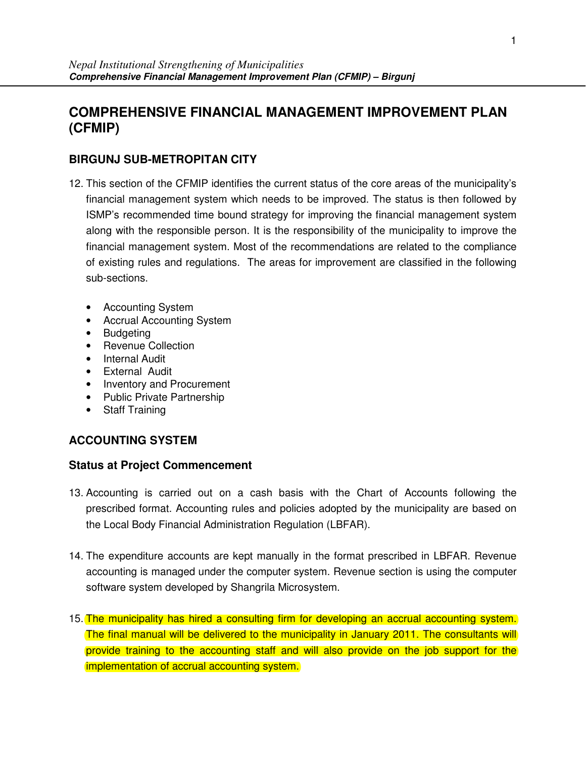# COMPREHENSIVE FINANCIAL MANAGEMENT IMPROVEMENT PLAN (CFMIP)

## BIRGUNJ SUB-METROPITAN CITY

12. This section of the CFMIP identifies the current status of the core areas of the municipality's financial management system which needs to be improved. The status is then followed by ISMP's recommended time bound strategy for improving the financial management system along with the responsible person. It is the responsibility of the municipality to improve the financial management system. Most of the recommendations are related to the compliance of existing rules and regulations. The areas for improvement are classified in the following sub-sections.

    - Accounting System
    - Accrual Accounting System
    - Budgeting
    - Revenue Collection
    - Internal Audit
    - External Audit
    - Inventory and Procurement
    - Public Private Partnership
    - Staff Training

## ACCOUNTING SYSTEM

### Status at Project Commencement

13. Accounting is carried out on a cash basis with the Chart of Accounts following the prescribed format. Accounting rules and policies adopted by the municipality are based on the Local Body Financial Administration Regulation (LBFAR).

14. The expenditure accounts are kept manually in the format prescribed in LBFAR. Revenue accounting is managed under the computer system. Revenue section is using the computer software system developed by Shangrila Microsystem.

15. The municipality has hired a consulting firm for developing an accrual accounting system. The final manual will be delivered to the municipality in January 2011. The consultants will provide training to the accounting staff and will also provide on the job support for the implementation of accrual accounting system.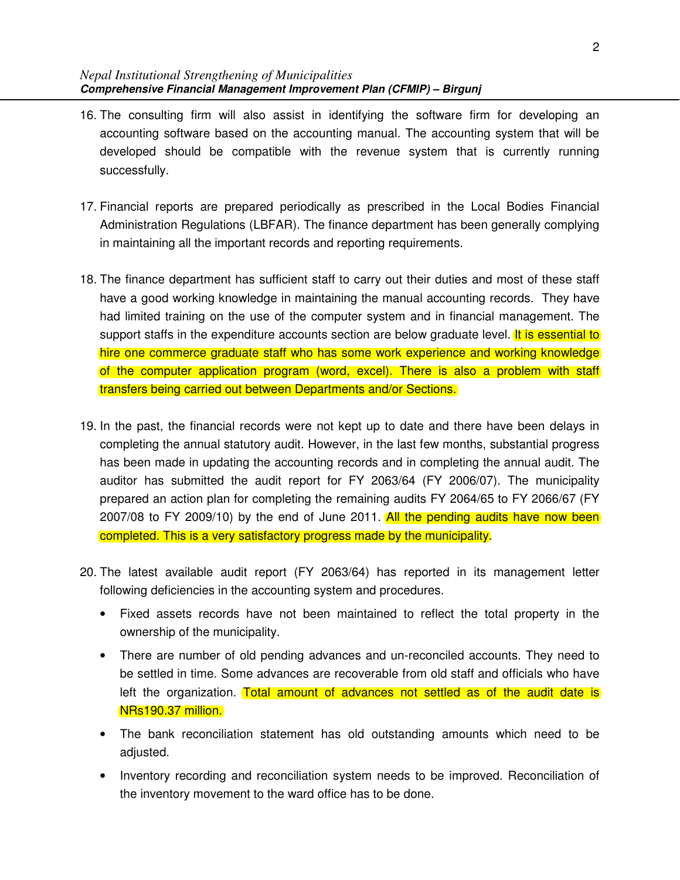16. The consulting firm will also assist in identifying the software firm for developing an accounting software based on the accounting manual. The accounting system that will be developed should be compatible with the revenue system that is currently running successfully.

17. Financial reports are prepared periodically as prescribed in the Local Bodies Financial Administration Regulations (LBFAR). The finance department has been generally complying in maintaining all the important records and reporting requirements.

18. The finance department has sufficient staff to carry out their duties and most of these staff have a good working knowledge in maintaining the manual accounting records. They have had limited training on the use of the computer system and in financial management. The support staffs in the expenditure accounts section are below graduate level. It is essential to hire one commerce graduate staff who has some work experience and working knowledge of the computer application program (word, excel). There is also a problem with staff transfers being carried out between Departments and/or Sections.

19. In the past, the financial records were not kept up to date and there have been delays in completing the annual statutory audit. However, in the last few months, substantial progress has been made in updating the accounting records and in completing the annual audit. The auditor has submitted the audit report for FY 2063/64 (FY 2006/07). The municipality prepared an action plan for completing the remaining audits FY 2064/65 to FY 2066/67 (FY 2007/08 to FY 2009/10) by the end of June 2011. All the pending audits have now been completed. This is a very satisfactory progress made by the municipality.

20. The latest available audit report (FY 2063/64) has reported in its management letter following deficiencies in the accounting system and procedures.

    - Fixed assets records have not been maintained to reflect the total property in the ownership of the municipality.
    - There are number of old pending advances and un-reconciled accounts. They need to be settled in time. Some advances are recoverable from old staff and officials who have left the organization. Total amount of advances not settled as of the audit date is NRs190.37 million.
    - The bank reconciliation statement has old outstanding amounts which need to be adjusted.
    - Inventory recording and reconciliation system needs to be improved. Reconciliation of the inventory movement to the ward office has to be done.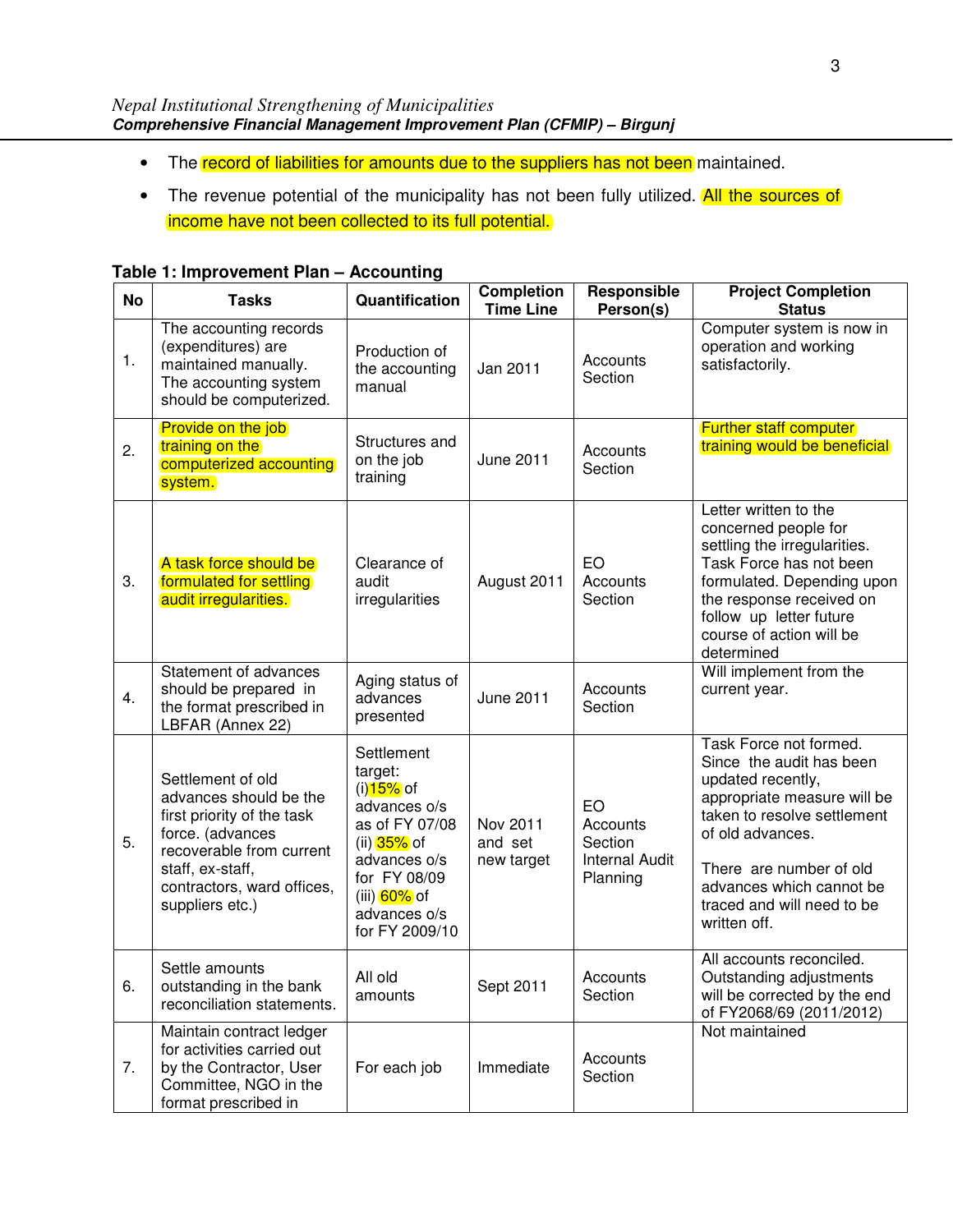- The record of liabilities for amounts due to the suppliers has not been maintained.
- The revenue potential of the municipality has not been fully utilized. All the sources of income have not been collected to its full potential.

**Table 1: Improvement Plan – Accounting**

| No | Tasks | Quantification | Completion Time Line | Responsible Person(s) | Project Completion Status |
|---|---|---|---|---|---|
| 1. | The accounting records (expenditures) are maintained manually. The accounting system should be computerized. | Production of the accounting manual | Jan 2011 | Accounts Section | Computer system is now in operation and working satisfactorily. |
| 2. | Provide on the job training on the computerized accounting system. | Structures and on the job training | June 2011 | Accounts Section | Further staff computer training would be beneficial |
| 3. | A task force should be formulated for settling audit irregularities. | Clearance of audit irregularities | August 2011 | EO Accounts Section | Letter written to the concerned people for settling the irregularities. Task Force has not been formulated. Depending upon the response received on follow up letter future course of action will be determined |
| 4. | Statement of advances should be prepared in the format prescribed in LBFAR (Annex 22) | Aging status of advances presented | June 2011 | Accounts Section | Will implement from the current year. |
| 5. | Settlement of old advances should be the first priority of the task force. (advances recoverable from current staff, ex-staff, contractors, ward offices, suppliers etc.) | Settlement target: (i) 15% of advances o/s as of FY 07/08 (ii) 35% of advances o/s for FY 08/09 (iii) 60% of advances o/s for FY 2009/10 | Nov 2011 and set new target | EO Accounts Section Internal Audit Planning | Task Force not formed. Since the audit has been updated recently, appropriate measure will be taken to resolve settlement of old advances. There are number of old advances which cannot be traced and will need to be written off. |
| 6. | Settle amounts outstanding in the bank reconciliation statements. | All old amounts | Sept 2011 | Accounts Section | All accounts reconciled. Outstanding adjustments will be corrected by the end of FY2068/69 (2011/2012) |
| 7. | Maintain contract ledger for activities carried out by the Contractor, User Committee, NGO in the format prescribed in | For each job | Immediate | Accounts Section | Not maintained |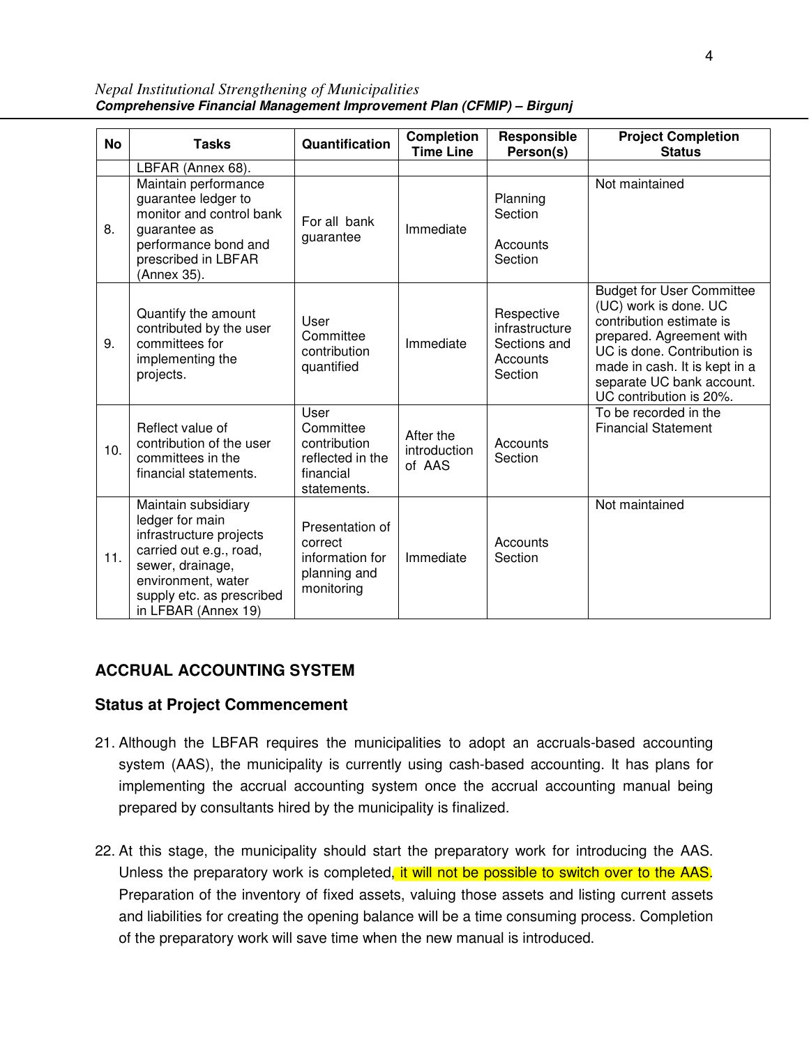| No | Tasks | Quantification | Completion Time Line | Responsible Person(s) | Project Completion Status |
|---|---|---|---|---|---|
| | LBFAR (Annex 68). | | | | |
| 8. | Maintain performance guarantee ledger to monitor and control bank guarantee as performance bond and prescribed in LBFAR (Annex 35). | For all bank guarantee | Immediate | Planning Section<br><br>Accounts Section | Not maintained |
| 9. | Quantify the amount contributed by the user committees for implementing the projects. | User Committee contribution quantified | Immediate | Respective infrastructure Sections and Accounts Section | Budget for User Committee (UC) work is done. UC contribution estimate is prepared. Agreement with UC is done. Contribution is made in cash. It is kept in a separate UC bank account. UC contribution is 20%. |
| 10. | Reflect value of contribution of the user committees in the financial statements. | User Committee contribution reflected in the financial statements. | After the introduction of AAS | Accounts Section | To be recorded in the Financial Statement |
| 11. | Maintain subsidiary ledger for main infrastructure projects carried out e.g., road, sewer, drainage, environment, water supply etc. as prescribed in LFBAR (Annex 19) | Presentation of correct information for planning and monitoring | Immediate | Accounts Section | Not maintained |

## ACCRUAL ACCOUNTING SYSTEM

### Status at Project Commencement

21. Although the LBFAR requires the municipalities to adopt an accruals-based accounting system (AAS), the municipality is currently using cash-based accounting. It has plans for implementing the accrual accounting system once the accrual accounting manual being prepared by consultants hired by the municipality is finalized.

22. At this stage, the municipality should start the preparatory work for introducing the AAS. Unless the preparatory work is completed, it will not be possible to switch over to the AAS. Preparation of the inventory of fixed assets, valuing those assets and listing current assets and liabilities for creating the opening balance will be a time consuming process. Completion of the preparatory work will save time when the new manual is introduced.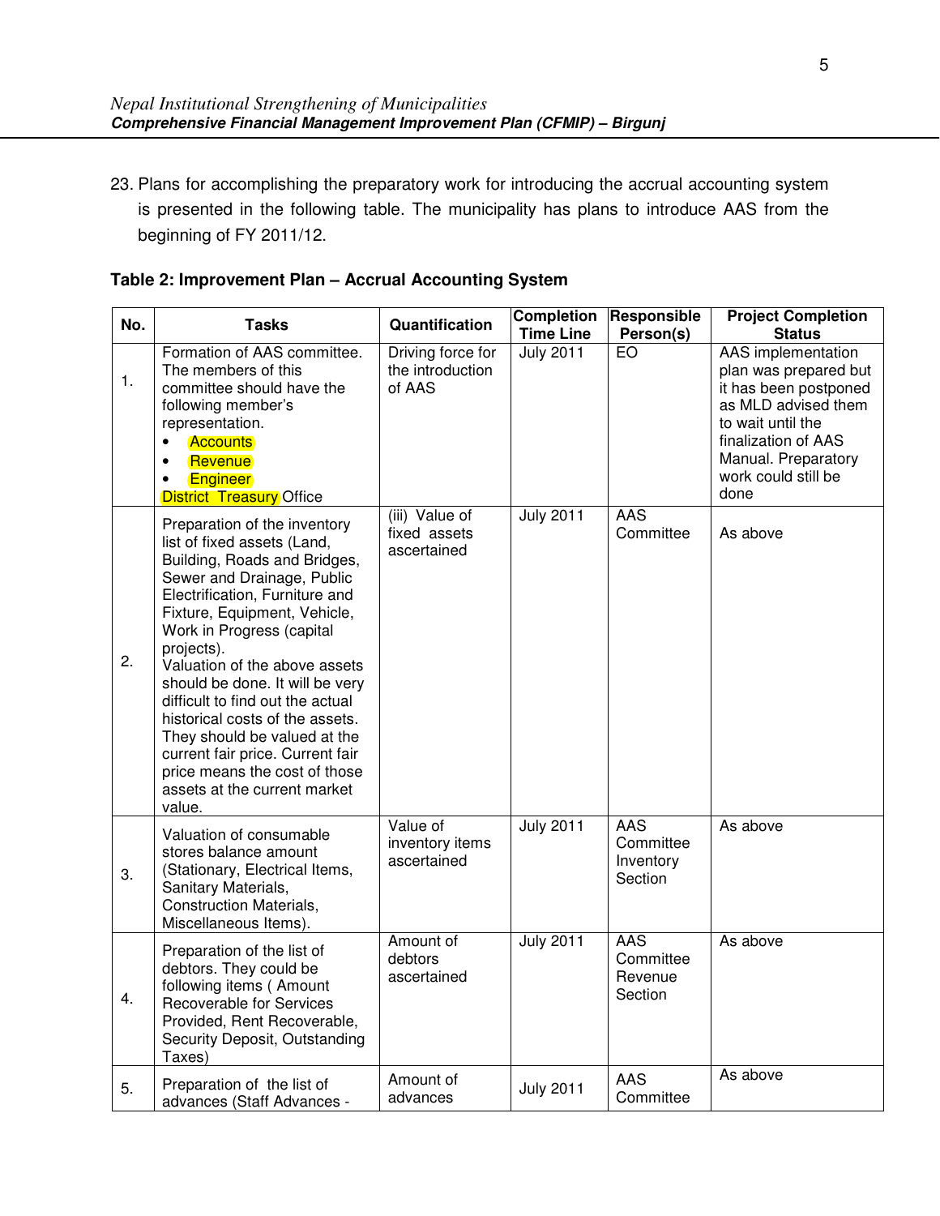23. Plans for accomplishing the preparatory work for introducing the accrual accounting system is presented in the following table. The municipality has plans to introduce AAS from the beginning of FY 2011/12.

**Table 2: Improvement Plan – Accrual Accounting System**

| No. | Tasks | Quantification | Completion Time Line | Responsible Person(s) | Project Completion Status |
|---|---|---|---|---|---|
| 1. | Formation of AAS committee. The members of this committee should have the following member's representation.<br>• Accounts<br>• Revenue<br>• Engineer<br>District Treasury Office | Driving force for the introduction of AAS | July 2011 | EO | AAS implementation plan was prepared but it has been postponed as MLD advised them to wait until the finalization of AAS Manual. Preparatory work could still be done |
| 2. | Preparation of the inventory list of fixed assets (Land, Building, Roads and Bridges, Sewer and Drainage, Public Electrification, Furniture and Fixture, Equipment, Vehicle, Work in Progress (capital projects).<br>Valuation of the above assets should be done. It will be very difficult to find out the actual historical costs of the assets. They should be valued at the current fair price. Current fair price means the cost of those assets at the current market value. | (iii) Value of fixed assets ascertained | July 2011 | AAS Committee | As above |
| 3. | Valuation of consumable stores balance amount (Stationary, Electrical Items, Sanitary Materials, Construction Materials, Miscellaneous Items). | Value of inventory items ascertained | July 2011 | AAS Committee Inventory Section | As above |
| 4. | Preparation of the list of debtors. They could be following items ( Amount Recoverable for Services Provided, Rent Recoverable, Security Deposit, Outstanding Taxes) | Amount of debtors ascertained | July 2011 | AAS Committee Revenue Section | As above |
| 5. | Preparation of the list of advances (Staff Advances - | Amount of advances | July 2011 | AAS Committee | As above |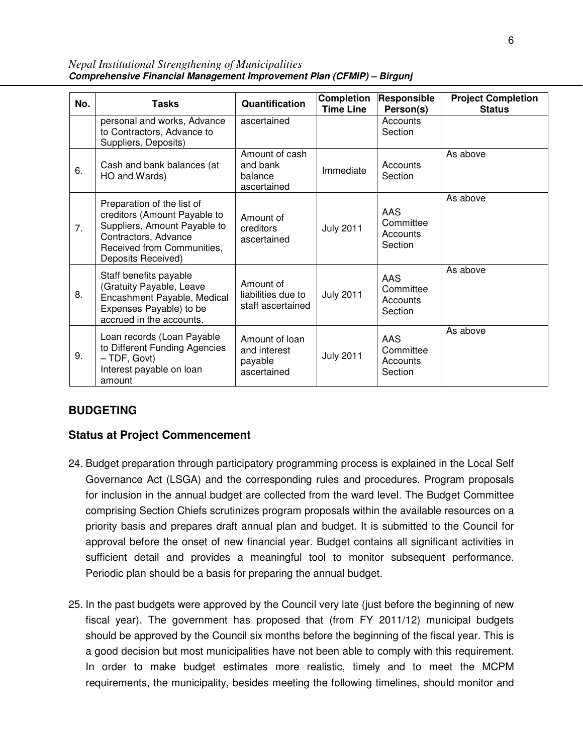| No. | Tasks | Quantification | Completion Time Line | Responsible Person(s) | Project Completion Status |
|---|---|---|---|---|---|
| | personal and works, Advance to Contractors, Advance to Suppliers, Deposits) | ascertained | | Accounts Section | |
| 6. | Cash and bank balances (at HO and Wards) | Amount of cash and bank balance ascertained | Immediate | Accounts Section | As above |
| 7. | Preparation of the list of creditors (Amount Payable to Suppliers, Amount Payable to Contractors, Advance Received from Communities, Deposits Received) | Amount of creditors ascertained | July 2011 | AAS Committee Accounts Section | As above |
| 8. | Staff benefits payable (Gratuity Payable, Leave Encashment Payable, Medical Expenses Payable) to be accrued in the accounts. | Amount of liabilities due to staff ascertained | July 2011 | AAS Committee Accounts Section | As above |
| 9. | Loan records (Loan Payable to Different Funding Agencies – TDF, Govt) Interest payable on loan amount | Amount of loan and interest payable ascertained | July 2011 | AAS Committee Accounts Section | As above |

## BUDGETING

### Status at Project Commencement

24. Budget preparation through participatory programming process is explained in the Local Self Governance Act (LSGA) and the corresponding rules and procedures. Program proposals for inclusion in the annual budget are collected from the ward level. The Budget Committee comprising Section Chiefs scrutinizes program proposals within the available resources on a priority basis and prepares draft annual plan and budget. It is submitted to the Council for approval before the onset of new financial year. Budget contains all significant activities in sufficient detail and provides a meaningful tool to monitor subsequent performance. Periodic plan should be a basis for preparing the annual budget.

25. In the past budgets were approved by the Council very late (just before the beginning of new fiscal year). The government has proposed that (from FY 2011/12) municipal budgets should be approved by the Council six months before the beginning of the fiscal year. This is a good decision but most municipalities have not been able to comply with this requirement. In order to make budget estimates more realistic, timely and to meet the MCPM requirements, the municipality, besides meeting the following timelines, should monitor and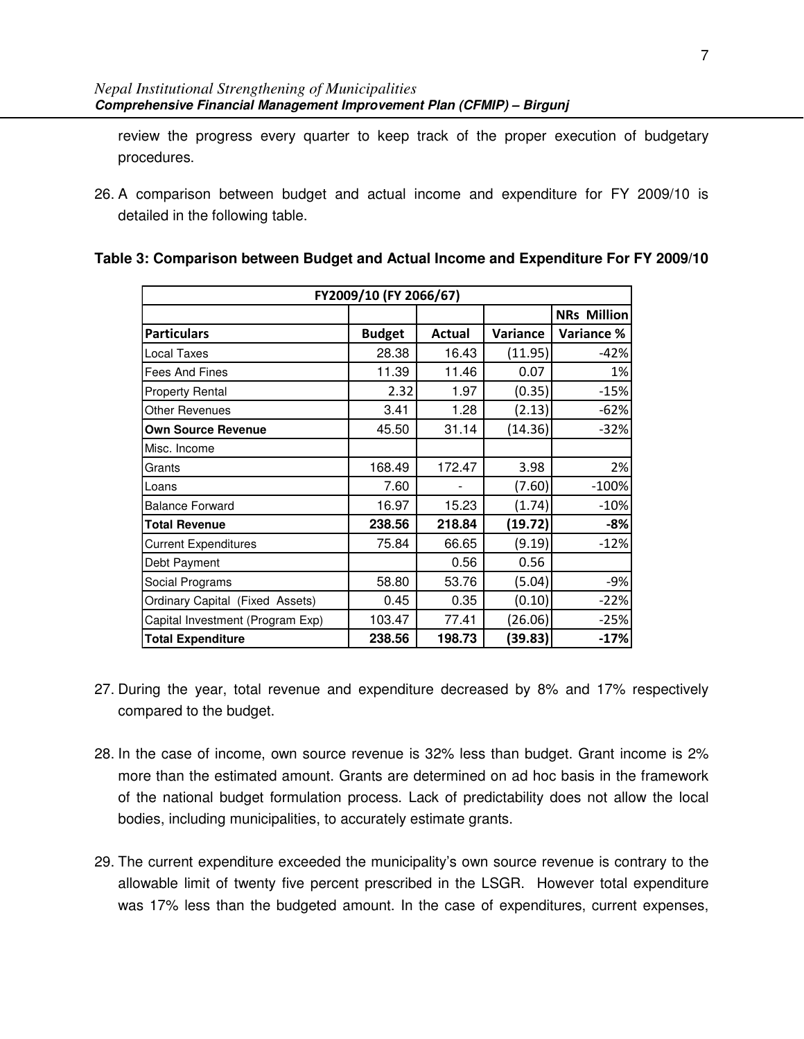review the progress every quarter to keep track of the proper execution of budgetary procedures.

26. A comparison between budget and actual income and expenditure for FY 2009/10 is detailed in the following table.

**Table 3: Comparison between Budget and Actual Income and Expenditure For FY 2009/10**

| FY2009/10 (FY 2066/67) | | | | |
|---|---|---|---|---|
| | | | | NRs Million |
| **Particulars** | **Budget** | **Actual** | **Variance** | **Variance %** |
| Local Taxes | 28.38 | 16.43 | (11.95) | -42% |
| Fees And Fines | 11.39 | 11.46 | 0.07 | 1% |
| Property Rental | 2.32 | 1.97 | (0.35) | -15% |
| Other Revenues | 3.41 | 1.28 | (2.13) | -62% |
| **Own Source Revenue** | 45.50 | 31.14 | (14.36) | -32% |
| Misc. Income | | | | |
| Grants | 168.49 | 172.47 | 3.98 | 2% |
| Loans | 7.60 | - | (7.60) | -100% |
| Balance Forward | 16.97 | 15.23 | (1.74) | -10% |
| **Total Revenue** | **238.56** | **218.84** | **(19.72)** | **-8%** |
| Current Expenditures | 75.84 | 66.65 | (9.19) | -12% |
| Debt Payment | | 0.56 | 0.56 | |
| Social Programs | 58.80 | 53.76 | (5.04) | -9% |
| Ordinary Capital (Fixed Assets) | 0.45 | 0.35 | (0.10) | -22% |
| Capital Investment (Program Exp) | 103.47 | 77.41 | (26.06) | -25% |
| **Total Expenditure** | **238.56** | **198.73** | **(39.83)** | **-17%** |

27. During the year, total revenue and expenditure decreased by 8% and 17% respectively compared to the budget.

28. In the case of income, own source revenue is 32% less than budget. Grant income is 2% more than the estimated amount. Grants are determined on ad hoc basis in the framework of the national budget formulation process. Lack of predictability does not allow the local bodies, including municipalities, to accurately estimate grants.

29. The current expenditure exceeded the municipality's own source revenue is contrary to the allowable limit of twenty five percent prescribed in the LSGR. However total expenditure was 17% less than the budgeted amount. In the case of expenditures, current expenses,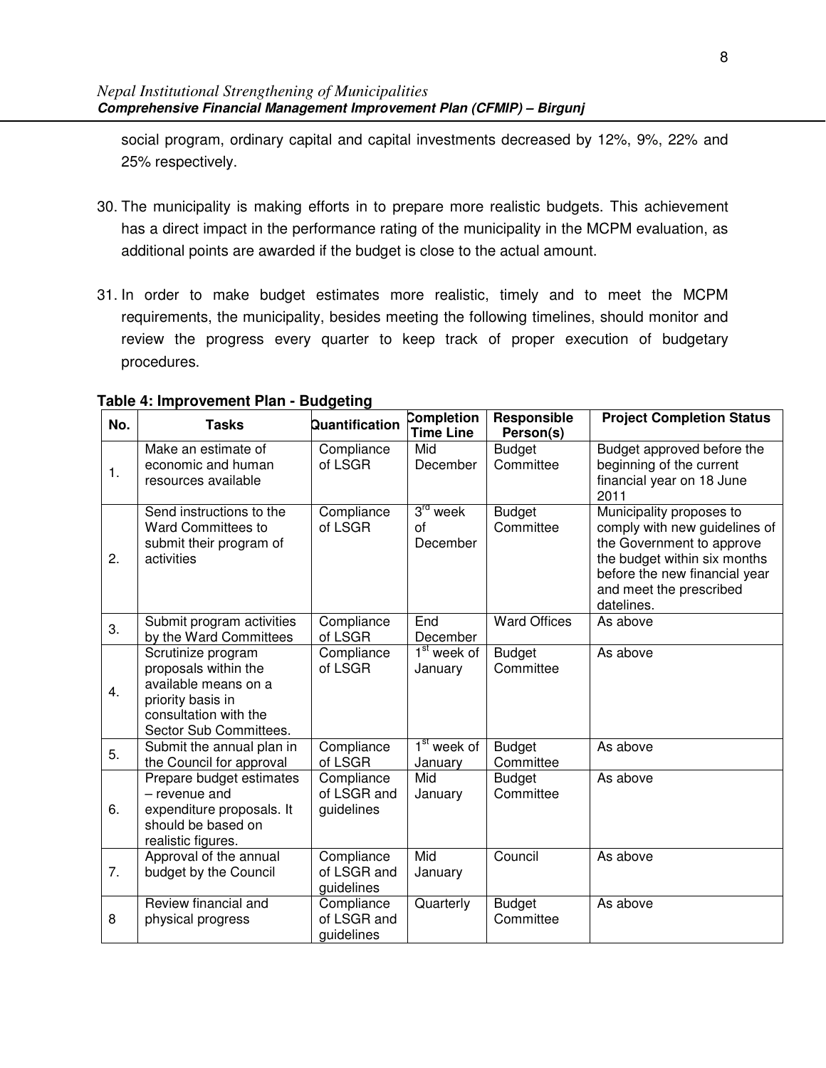social program, ordinary capital and capital investments decreased by 12%, 9%, 22% and 25% respectively.

30. The municipality is making efforts in to prepare more realistic budgets. This achievement has a direct impact in the performance rating of the municipality in the MCPM evaluation, as additional points are awarded if the budget is close to the actual amount.

31. In order to make budget estimates more realistic, timely and to meet the MCPM requirements, the municipality, besides meeting the following timelines, should monitor and review the progress every quarter to keep track of proper execution of budgetary procedures.

**Table 4: Improvement Plan - Budgeting**

| No. | Tasks | Quantification | Completion Time Line | Responsible Person(s) | Project Completion Status |
|---|---|---|---|---|---|
| 1. | Make an estimate of economic and human resources available | Compliance of LSGR | Mid December | Budget Committee | Budget approved before the beginning of the current financial year on 18 June 2011 |
| 2. | Send instructions to the Ward Committees to submit their program of activities | Compliance of LSGR | 3rd week of December | Budget Committee | Municipality proposes to comply with new guidelines of the Government to approve the budget within six months before the new financial year and meet the prescribed datelines. |
| 3. | Submit program activities by the Ward Committees | Compliance of LSGR | End December | Ward Offices | As above |
| 4. | Scrutinize program proposals within the available means on a priority basis in consultation with the Sector Sub Committees. | Compliance of LSGR | 1st week of January | Budget Committee | As above |
| 5. | Submit the annual plan in the Council for approval | Compliance of LSGR | 1st week of January | Budget Committee | As above |
| 6. | Prepare budget estimates – revenue and expenditure proposals. It should be based on realistic figures. | Compliance of LSGR and guidelines | Mid January | Budget Committee | As above |
| 7. | Approval of the annual budget by the Council | Compliance of LSGR and guidelines | Mid January | Council | As above |
| 8 | Review financial and physical progress | Compliance of LSGR and guidelines | Quarterly | Budget Committee | As above |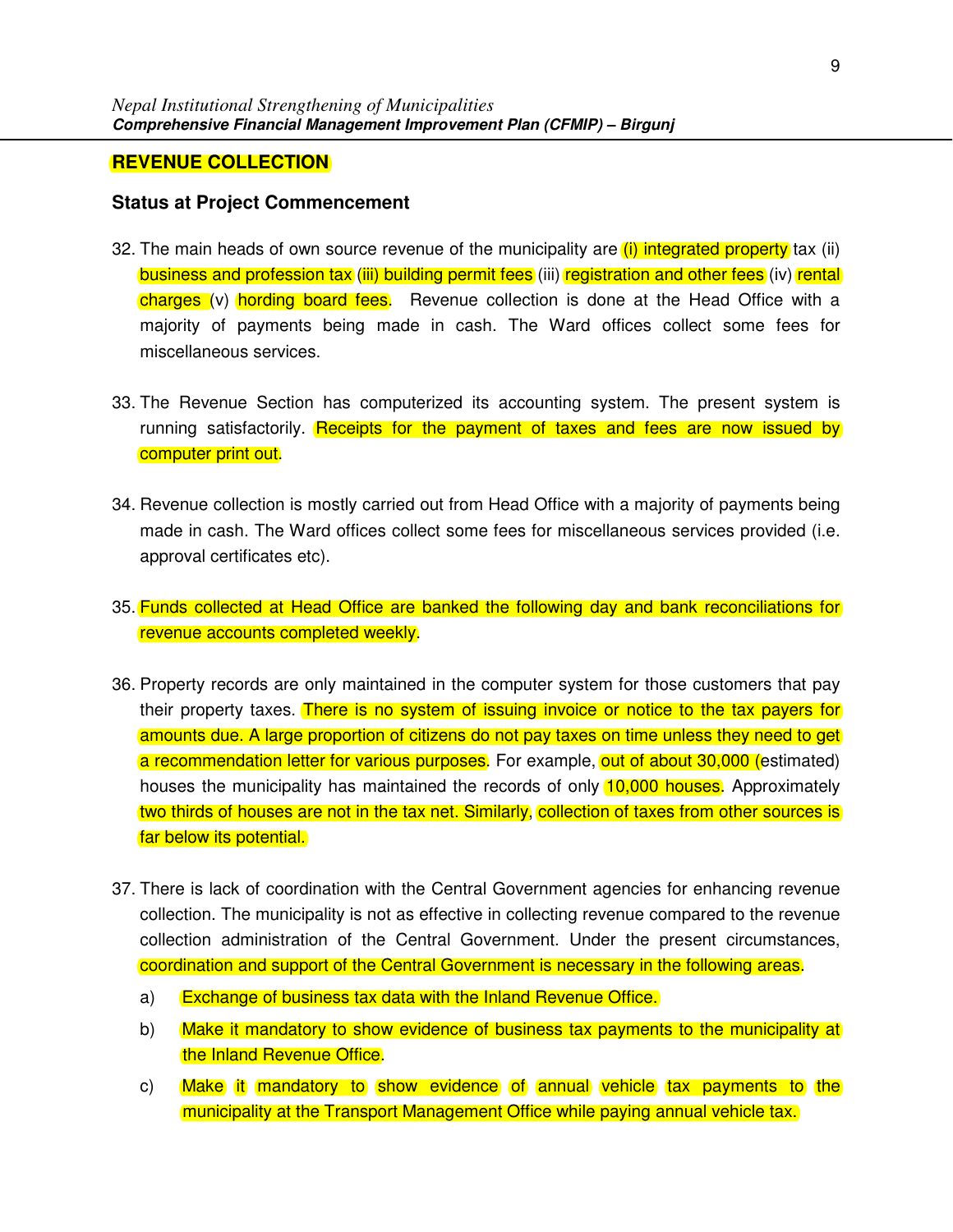## REVENUE COLLECTION

### Status at Project Commencement

32. The main heads of own source revenue of the municipality are (i) integrated property tax (ii) business and profession tax (iii) building permit fees (iii) registration and other fees (iv) rental charges (v) hording board fees. Revenue collection is done at the Head Office with a majority of payments being made in cash. The Ward offices collect some fees for miscellaneous services.

33. The Revenue Section has computerized its accounting system. The present system is running satisfactorily. Receipts for the payment of taxes and fees are now issued by computer print out.

34. Revenue collection is mostly carried out from Head Office with a majority of payments being made in cash. The Ward offices collect some fees for miscellaneous services provided (i.e. approval certificates etc).

35. Funds collected at Head Office are banked the following day and bank reconciliations for revenue accounts completed weekly.

36. Property records are only maintained in the computer system for those customers that pay their property taxes. There is no system of issuing invoice or notice to the tax payers for amounts due. A large proportion of citizens do not pay taxes on time unless they need to get a recommendation letter for various purposes. For example, out of about 30,000 (estimated) houses the municipality has maintained the records of only 10,000 houses. Approximately two thirds of houses are not in the tax net. Similarly, collection of taxes from other sources is far below its potential.

37. There is lack of coordination with the Central Government agencies for enhancing revenue collection. The municipality is not as effective in collecting revenue compared to the revenue collection administration of the Central Government. Under the present circumstances, coordination and support of the Central Government is necessary in the following areas.

    a) Exchange of business tax data with the Inland Revenue Office.

    b) Make it mandatory to show evidence of business tax payments to the municipality at the Inland Revenue Office.

    c) Make it mandatory to show evidence of annual vehicle tax payments to the municipality at the Transport Management Office while paying annual vehicle tax.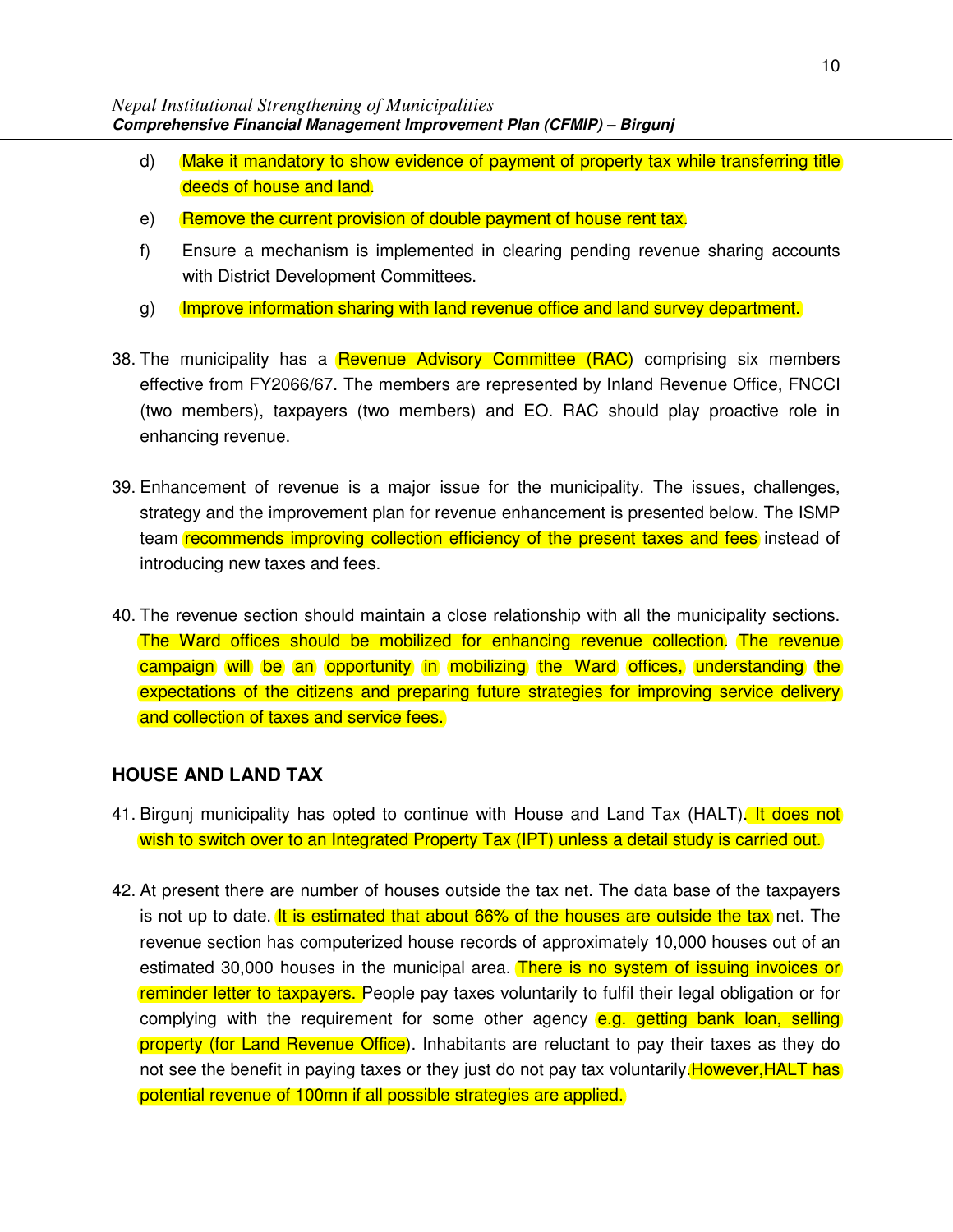d) Make it mandatory to show evidence of payment of property tax while transferring title deeds of house and land.

e) Remove the current provision of double payment of house rent tax.

f) Ensure a mechanism is implemented in clearing pending revenue sharing accounts with District Development Committees.

g) Improve information sharing with land revenue office and land survey department.

38. The municipality has a Revenue Advisory Committee (RAC) comprising six members effective from FY2066/67. The members are represented by Inland Revenue Office, FNCCI (two members), taxpayers (two members) and EO. RAC should play proactive role in enhancing revenue.

39. Enhancement of revenue is a major issue for the municipality. The issues, challenges, strategy and the improvement plan for revenue enhancement is presented below. The ISMP team recommends improving collection efficiency of the present taxes and fees instead of introducing new taxes and fees.

40. The revenue section should maintain a close relationship with all the municipality sections. The Ward offices should be mobilized for enhancing revenue collection. The revenue campaign will be an opportunity in mobilizing the Ward offices, understanding the expectations of the citizens and preparing future strategies for improving service delivery and collection of taxes and service fees.

## HOUSE AND LAND TAX

41. Birgunj municipality has opted to continue with House and Land Tax (HALT). It does not wish to switch over to an Integrated Property Tax (IPT) unless a detail study is carried out.

42. At present there are number of houses outside the tax net. The data base of the taxpayers is not up to date. It is estimated that about 66% of the houses are outside the tax net. The revenue section has computerized house records of approximately 10,000 houses out of an estimated 30,000 houses in the municipal area. There is no system of issuing invoices or reminder letter to taxpayers. People pay taxes voluntarily to fulfil their legal obligation or for complying with the requirement for some other agency e.g. getting bank loan, selling property (for Land Revenue Office). Inhabitants are reluctant to pay their taxes as they do not see the benefit in paying taxes or they just do not pay tax voluntarily.However,HALT has potential revenue of 100mn if all possible strategies are applied.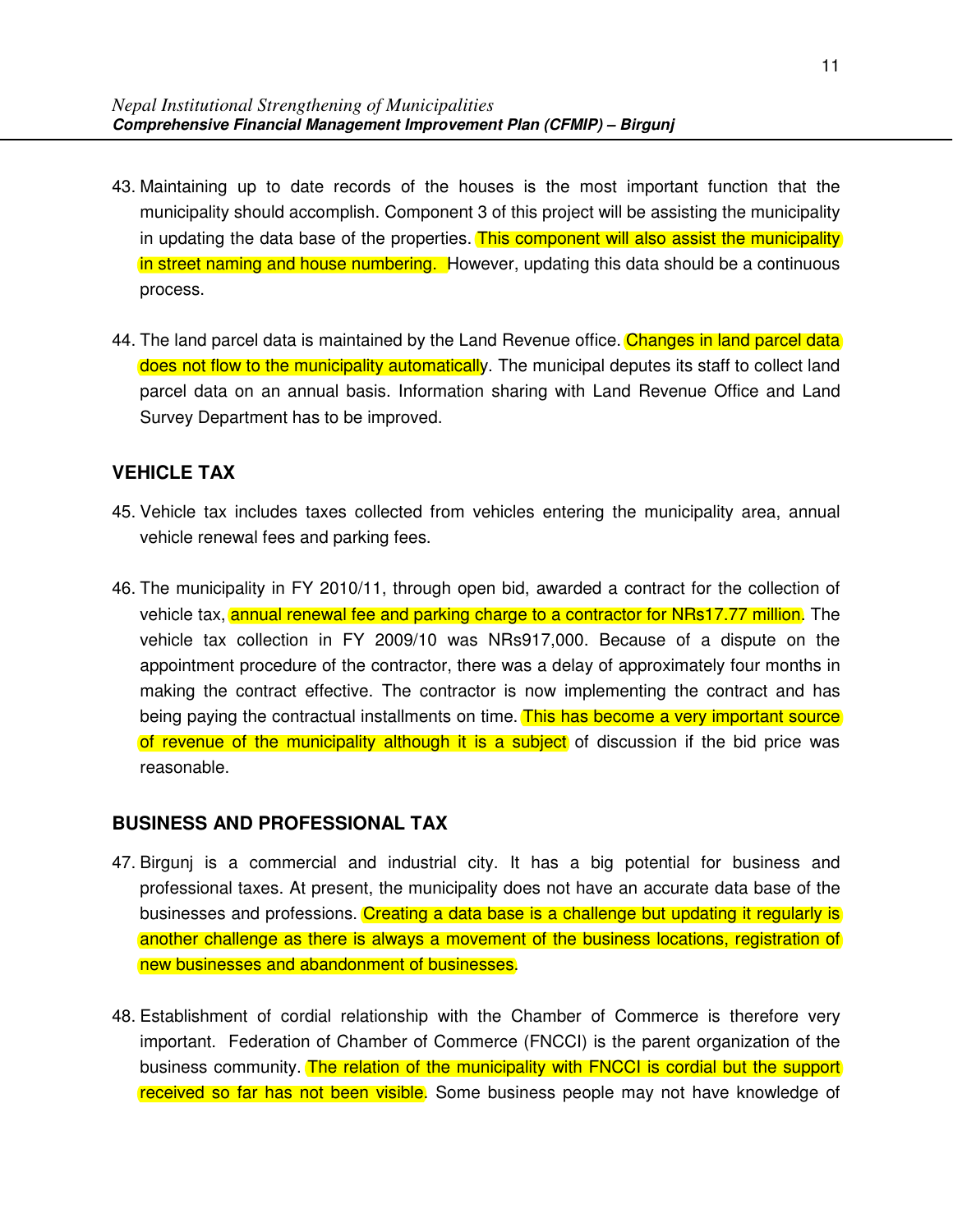43. Maintaining up to date records of the houses is the most important function that the municipality should accomplish. Component 3 of this project will be assisting the municipality in updating the data base of the properties. This component will also assist the municipality in street naming and house numbering. However, updating this data should be a continuous process.

44. The land parcel data is maintained by the Land Revenue office. Changes in land parcel data does not flow to the municipality automatically. The municipal deputes its staff to collect land parcel data on an annual basis. Information sharing with Land Revenue Office and Land Survey Department has to be improved.

## VEHICLE TAX

45. Vehicle tax includes taxes collected from vehicles entering the municipality area, annual vehicle renewal fees and parking fees.

46. The municipality in FY 2010/11, through open bid, awarded a contract for the collection of vehicle tax, annual renewal fee and parking charge to a contractor for NRs17.77 million. The vehicle tax collection in FY 2009/10 was NRs917,000. Because of a dispute on the appointment procedure of the contractor, there was a delay of approximately four months in making the contract effective. The contractor is now implementing the contract and has being paying the contractual installments on time. This has become a very important source of revenue of the municipality although it is a subject of discussion if the bid price was reasonable.

## BUSINESS AND PROFESSIONAL TAX

47. Birgunj is a commercial and industrial city. It has a big potential for business and professional taxes. At present, the municipality does not have an accurate data base of the businesses and professions. Creating a data base is a challenge but updating it regularly is another challenge as there is always a movement of the business locations, registration of new businesses and abandonment of businesses.

48. Establishment of cordial relationship with the Chamber of Commerce is therefore very important. Federation of Chamber of Commerce (FNCCI) is the parent organization of the business community. The relation of the municipality with FNCCI is cordial but the support received so far has not been visible. Some business people may not have knowledge of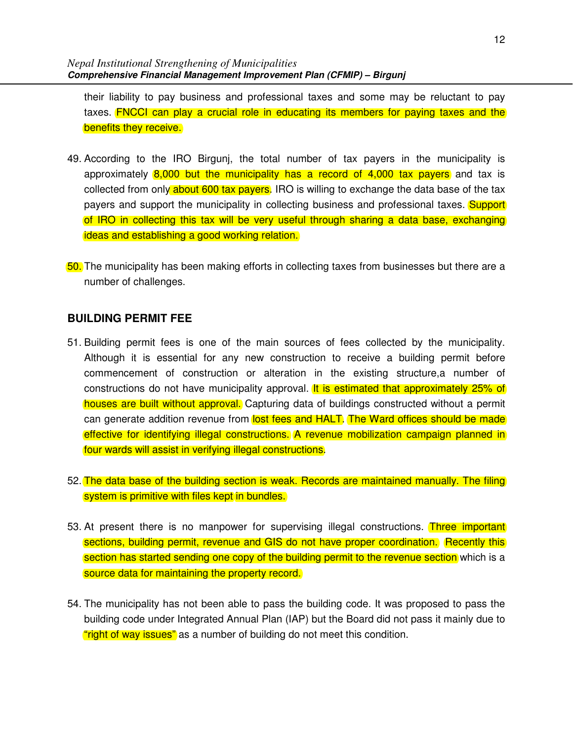their liability to pay business and professional taxes and some may be reluctant to pay taxes. FNCCI can play a crucial role in educating its members for paying taxes and the benefits they receive.

49. According to the IRO Birgunj, the total number of tax payers in the municipality is approximately 8,000 but the municipality has a record of 4,000 tax payers and tax is collected from only about 600 tax payers. IRO is willing to exchange the data base of the tax payers and support the municipality in collecting business and professional taxes. Support of IRO in collecting this tax will be very useful through sharing a data base, exchanging ideas and establishing a good working relation.

50. The municipality has been making efforts in collecting taxes from businesses but there are a number of challenges.

## BUILDING PERMIT FEE

51. Building permit fees is one of the main sources of fees collected by the municipality. Although it is essential for any new construction to receive a building permit before commencement of construction or alteration in the existing structure,a number of constructions do not have municipality approval. It is estimated that approximately 25% of houses are built without approval. Capturing data of buildings constructed without a permit can generate addition revenue from lost fees and HALT. The Ward offices should be made effective for identifying illegal constructions. A revenue mobilization campaign planned in four wards will assist in verifying illegal constructions.

52. The data base of the building section is weak. Records are maintained manually. The filing system is primitive with files kept in bundles.

53. At present there is no manpower for supervising illegal constructions. Three important sections, building permit, revenue and GIS do not have proper coordination. Recently this section has started sending one copy of the building permit to the revenue section which is a source data for maintaining the property record.

54. The municipality has not been able to pass the building code. It was proposed to pass the building code under Integrated Annual Plan (IAP) but the Board did not pass it mainly due to "right of way issues" as a number of building do not meet this condition.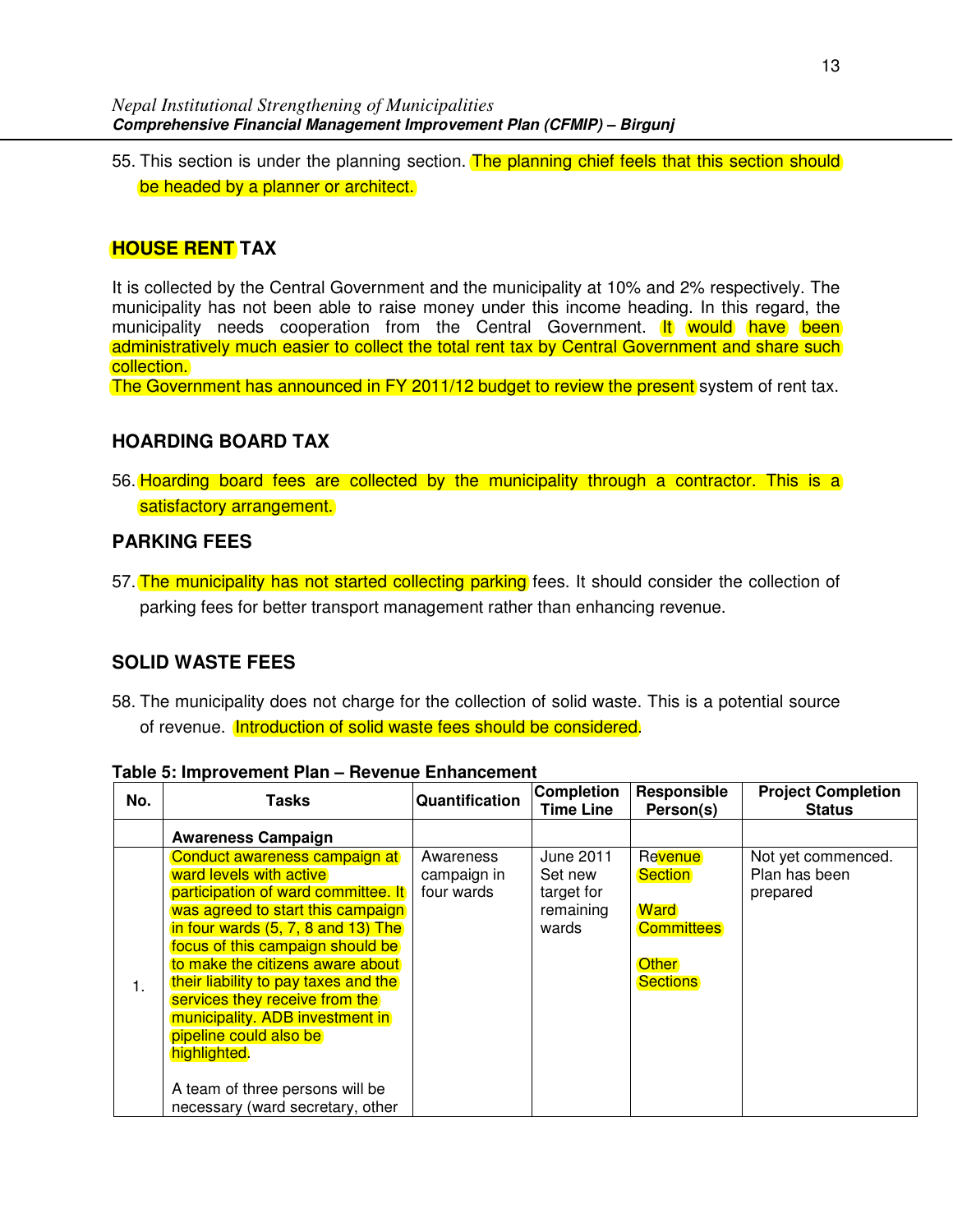55. This section is under the planning section. The planning chief feels that this section should be headed by a planner or architect.

## HOUSE RENT TAX

It is collected by the Central Government and the municipality at 10% and 2% respectively. The municipality has not been able to raise money under this income heading. In this regard, the municipality needs cooperation from the Central Government. It would have been administratively much easier to collect the total rent tax by Central Government and share such collection.
The Government has announced in FY 2011/12 budget to review the present system of rent tax.

## HOARDING BOARD TAX

56. Hoarding board fees are collected by the municipality through a contractor. This is a satisfactory arrangement.

## PARKING FEES

57. The municipality has not started collecting parking fees. It should consider the collection of parking fees for better transport management rather than enhancing revenue.

## SOLID WASTE FEES

58. The municipality does not charge for the collection of solid waste. This is a potential source of revenue. Introduction of solid waste fees should be considered.

**Table 5: Improvement Plan – Revenue Enhancement**

| No. | Tasks | Quantification | Completion Time Line | Responsible Person(s) | Project Completion Status |
|---|---|---|---|---|---|
| | **Awareness Campaign** | | | | |
| 1. | Conduct awareness campaign at ward levels with active participation of ward committee. It was agreed to start this campaign in four wards (5, 7, 8 and 13) The focus of this campaign should be to make the citizens aware about their liability to pay taxes and the services they receive from the municipality. ADB investment in pipeline could also be highlighted.<br><br>A team of three persons will be necessary (ward secretary, other | Awareness campaign in four wards | June 2011 Set new target for remaining wards | Revenue Section<br><br>Ward Committees<br><br>Other Sections | Not yet commenced. Plan has been prepared |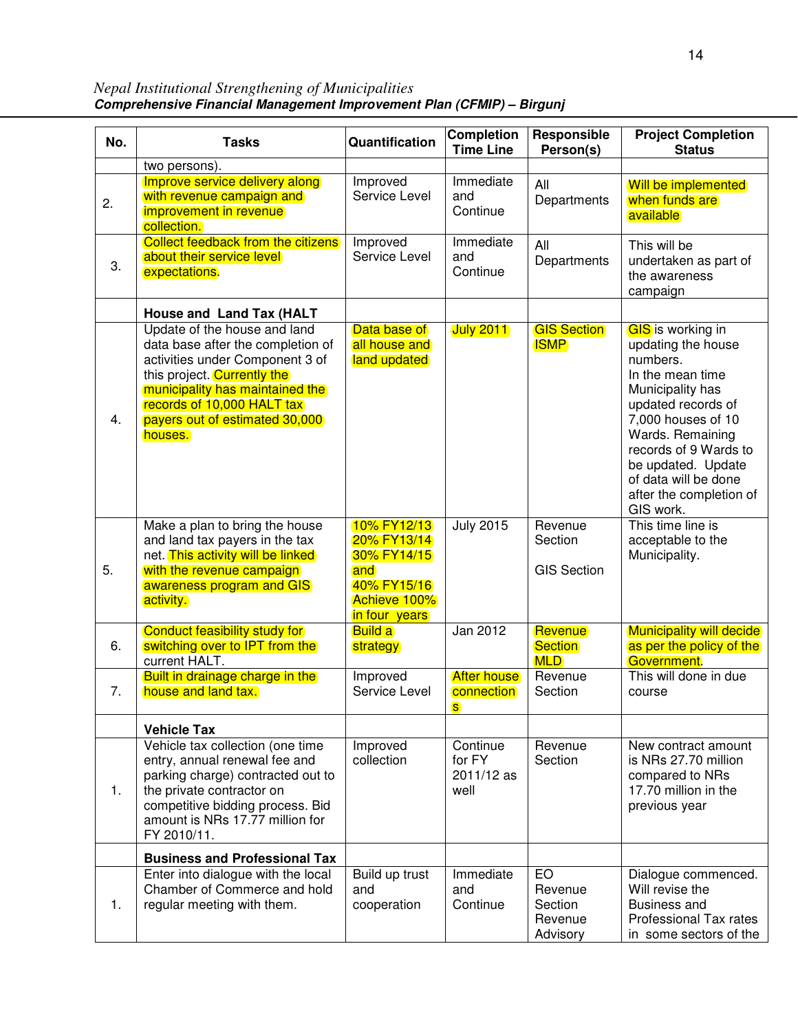| No. | Tasks | Quantification | Completion Time Line | Responsible Person(s) | Project Completion Status |
|---|---|---|---|---|---|
| | two persons). | | | | |
| 2. | Improve service delivery along with revenue campaign and improvement in revenue collection. | Improved Service Level | Immediate and Continue | All Departments | Will be implemented when funds are available |
| 3. | Collect feedback from the citizens about their service level expectations. | Improved Service Level | Immediate and Continue | All Departments | This will be undertaken as part of the awareness campaign |
| | **House and Land Tax (HALT** | | | | |
| 4. | Update of the house and land data base after the completion of activities under Component 3 of this project. Currently the municipality has maintained the records of 10,000 HALT tax payers out of estimated 30,000 houses. | Data base of all house and land updated | July 2011 | GIS Section ISMP | GIS is working in updating the house numbers. In the mean time Municipality has updated records of 7,000 houses of 10 Wards. Remaining records of 9 Wards to be updated. Update of data will be done after the completion of GIS work. |
| 5. | Make a plan to bring the house and land tax payers in the tax net. This activity will be linked with the revenue campaign awareness program and GIS activity. | 10% FY12/13 20% FY13/14 30% FY14/15 and 40% FY15/16 Achieve 100% in four years | July 2015 | Revenue Section GIS Section | This time line is acceptable to the Municipality. |
| 6. | Conduct feasibility study for switching over to IPT from the current HALT. | Build a strategy | Jan 2012 | Revenue Section MLD | Municipality will decide as per the policy of the Government. |
| 7. | Built in drainage charge in the house and land tax. | Improved Service Level | After house connections | Revenue Section | This will done in due course |
| | **Vehicle Tax** | | | | |
| 1. | Vehicle tax collection (one time entry, annual renewal fee and parking charge) contracted out to the private contractor on competitive bidding process. Bid amount is NRs 17.77 million for FY 2010/11. | Improved collection | Continue for FY 2011/12 as well | Revenue Section | New contract amount is NRs 27.70 million compared to NRs 17.70 million in the previous year |
| | **Business and Professional Tax** | | | | |
| 1. | Enter into dialogue with the local Chamber of Commerce and hold regular meeting with them. | Build up trust and cooperation | Immediate and Continue | EO Revenue Section Revenue Advisory | Dialogue commenced. Will revise the Business and Professional Tax rates in some sectors of the |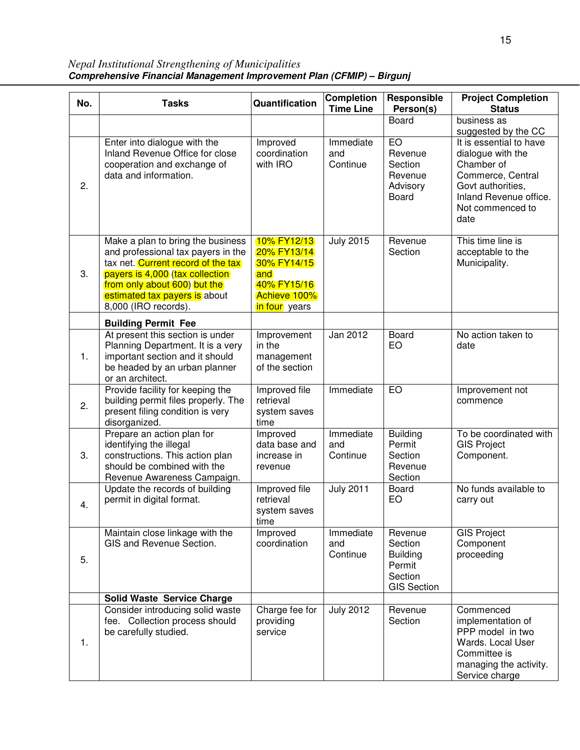| No. | Tasks | Quantification | Completion Time Line | Responsible Person(s) | Project Completion Status |
|---|---|---|---|---|---|
| | | | | Board | business as suggested by the CC |
| 2. | Enter into dialogue with the Inland Revenue Office for close cooperation and exchange of data and information. | Improved coordination with IRO | Immediate and Continue | EO Revenue Section Revenue Advisory Board | It is essential to have dialogue with the Chamber of Commerce, Central Govt authorities, Inland Revenue office. Not commenced to date |
| 3. | Make a plan to bring the business and professional tax payers in the tax net. Current record of the tax payers is 4,000 (tax collection from only about 600) but the estimated tax payers is about 8,000 (IRO records). | 10% FY12/13 20% FY13/14 30% FY14/15 and 40% FY15/16 Achieve 100% in four years | July 2015 | Revenue Section | This time line is acceptable to the Municipality. |
| | **Building Permit Fee** | | | | |
| 1. | At present this section is under Planning Department. It is a very important section and it should be headed by an urban planner or an architect. | Improvement in the management of the section | Jan 2012 | Board EO | No action taken to date |
| 2. | Provide facility for keeping the building permit files properly. The present filing condition is very disorganized. | Improved file retrieval system saves time | Immediate | EO | Improvement not commence |
| 3. | Prepare an action plan for identifying the illegal constructions. This action plan should be combined with the Revenue Awareness Campaign. | Improved data base and increase in revenue | Immediate and Continue | Building Permit Section Revenue Section | To be coordinated with GIS Project Component. |
| 4. | Update the records of building permit in digital format. | Improved file retrieval system saves time | July 2011 | Board EO | No funds available to carry out |
| 5. | Maintain close linkage with the GIS and Revenue Section. | Improved coordination | Immediate and Continue | Revenue Section Building Permit Section GIS Section | GIS Project Component proceeding |
| | **Solid Waste Service Charge** | | | | |
| 1. | Consider introducing solid waste fee. Collection process should be carefully studied. | Charge fee for providing service | July 2012 | Revenue Section | Commenced implementation of PPP model in two Wards. Local User Committee is managing the activity. Service charge |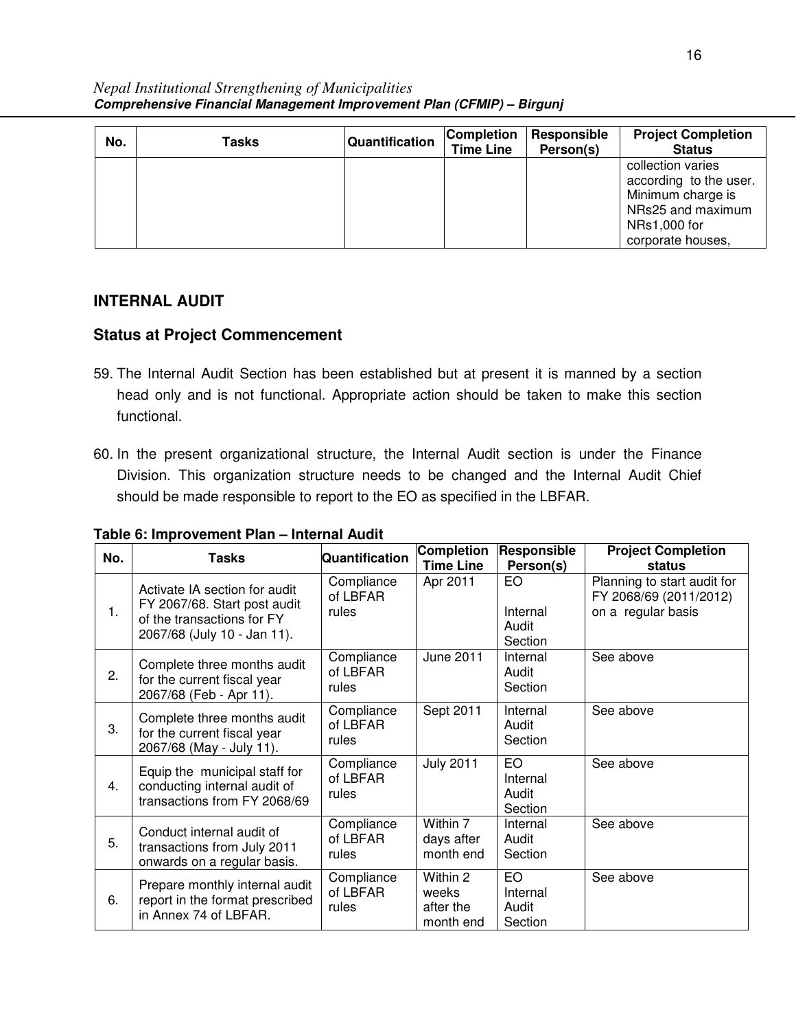| No. | Tasks | Quantification | Completion Time Line | Responsible Person(s) | Project Completion Status |
|---|---|---|---|---|---|
| | | | | | collection varies according to the user. Minimum charge is NRs25 and maximum NRs1,000 for corporate houses, |

## INTERNAL AUDIT

### Status at Project Commencement

59. The Internal Audit Section has been established but at present it is manned by a section head only and is not functional. Appropriate action should be taken to make this section functional.

60. In the present organizational structure, the Internal Audit section is under the Finance Division. This organization structure needs to be changed and the Internal Audit Chief should be made responsible to report to the EO as specified in the LBFAR.

**Table 6: Improvement Plan – Internal Audit**

| No. | Tasks | Quantification | Completion Time Line | Responsible Person(s) | Project Completion status |
|---|---|---|---|---|---|
| 1. | Activate IA section for audit FY 2067/68. Start post audit of the transactions for FY 2067/68 (July 10 - Jan 11). | Compliance of LBFAR rules | Apr 2011 | EO<br><br>Internal Audit Section | Planning to start audit for FY 2068/69 (2011/2012) on a regular basis |
| 2. | Complete three months audit for the current fiscal year 2067/68 (Feb - Apr 11). | Compliance of LBFAR rules | June 2011 | Internal Audit Section | See above |
| 3. | Complete three months audit for the current fiscal year 2067/68 (May - July 11). | Compliance of LBFAR rules | Sept 2011 | Internal Audit Section | See above |
| 4. | Equip the municipal staff for conducting internal audit of transactions from FY 2068/69 | Compliance of LBFAR rules | July 2011 | EO Internal Audit Section | See above |
| 5. | Conduct internal audit of transactions from July 2011 onwards on a regular basis. | Compliance of LBFAR rules | Within 7 days after month end | Internal Audit Section | See above |
| 6. | Prepare monthly internal audit report in the format prescribed in Annex 74 of LBFAR. | Compliance of LBFAR rules | Within 2 weeks after the month end | EO Internal Audit Section | See above |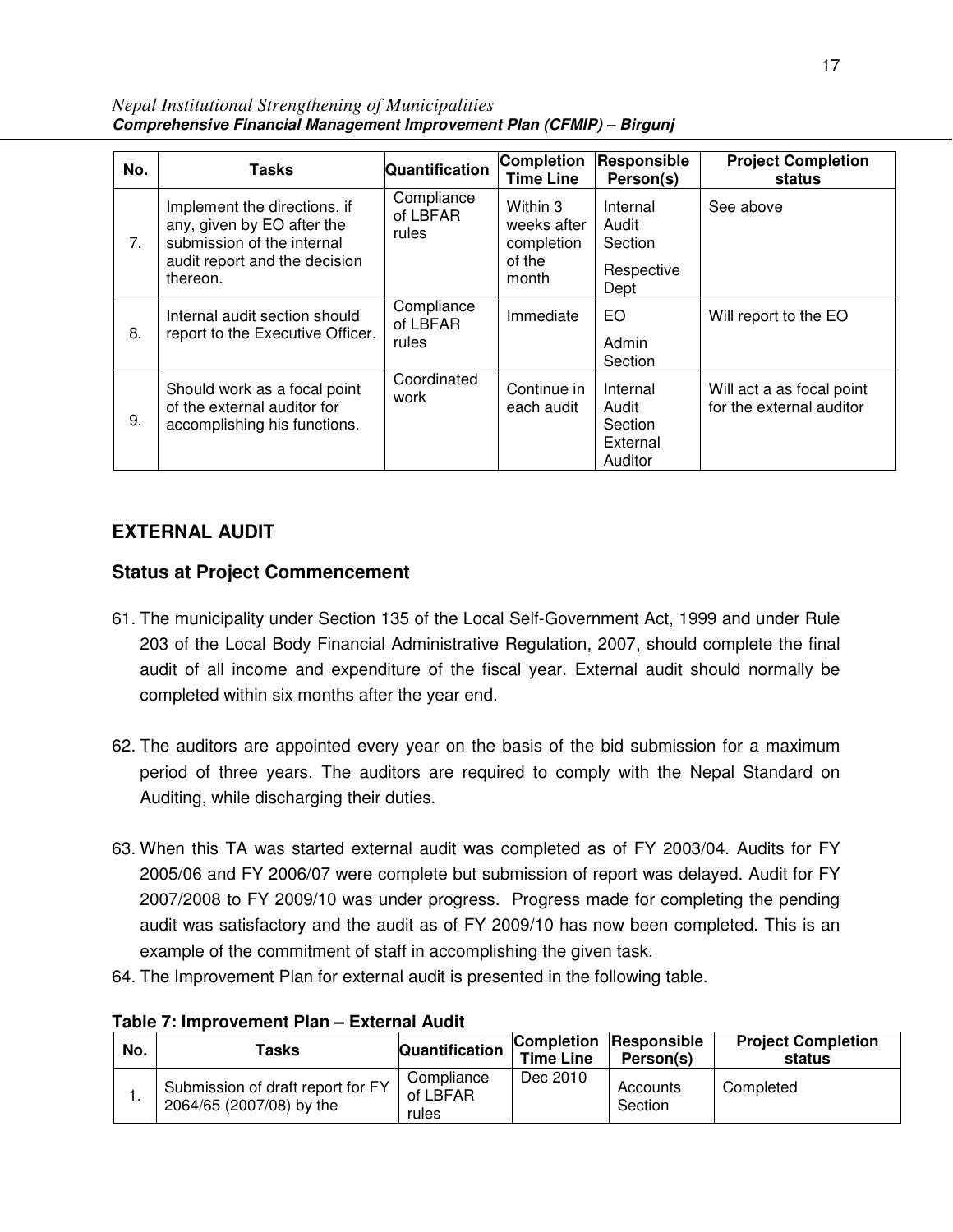| No. | Tasks | Quantification | Completion Time Line | Responsible Person(s) | Project Completion status |
|---|---|---|---|---|---|
| 7. | Implement the directions, if any, given by EO after the submission of the internal audit report and the decision thereon. | Compliance of LBFAR rules | Within 3 weeks after completion of the month | Internal Audit Section<br>Respective Dept | See above |
| 8. | Internal audit section should report to the Executive Officer. | Compliance of LBFAR rules | Immediate | EO<br>Admin Section | Will report to the EO |
| 9. | Should work as a focal point of the external auditor for accomplishing his functions. | Coordinated work | Continue in each audit | Internal Audit Section External Auditor | Will act a as focal point for the external auditor |

## EXTERNAL AUDIT

### Status at Project Commencement

61. The municipality under Section 135 of the Local Self-Government Act, 1999 and under Rule 203 of the Local Body Financial Administrative Regulation, 2007, should complete the final audit of all income and expenditure of the fiscal year. External audit should normally be completed within six months after the year end.

62. The auditors are appointed every year on the basis of the bid submission for a maximum period of three years. The auditors are required to comply with the Nepal Standard on Auditing, while discharging their duties.

63. When this TA was started external audit was completed as of FY 2003/04. Audits for FY 2005/06 and FY 2006/07 were complete but submission of report was delayed. Audit for FY 2007/2008 to FY 2009/10 was under progress. Progress made for completing the pending audit was satisfactory and the audit as of FY 2009/10 has now been completed. This is an example of the commitment of staff in accomplishing the given task.

64. The Improvement Plan for external audit is presented in the following table.

**Table 7: Improvement Plan – External Audit**

| No. | Tasks | Quantification | Completion Time Line | Responsible Person(s) | Project Completion status |
|---|---|---|---|---|---|
| 1. | Submission of draft report for FY 2064/65 (2007/08) by the | Compliance of LBFAR rules | Dec 2010 | Accounts Section | Completed |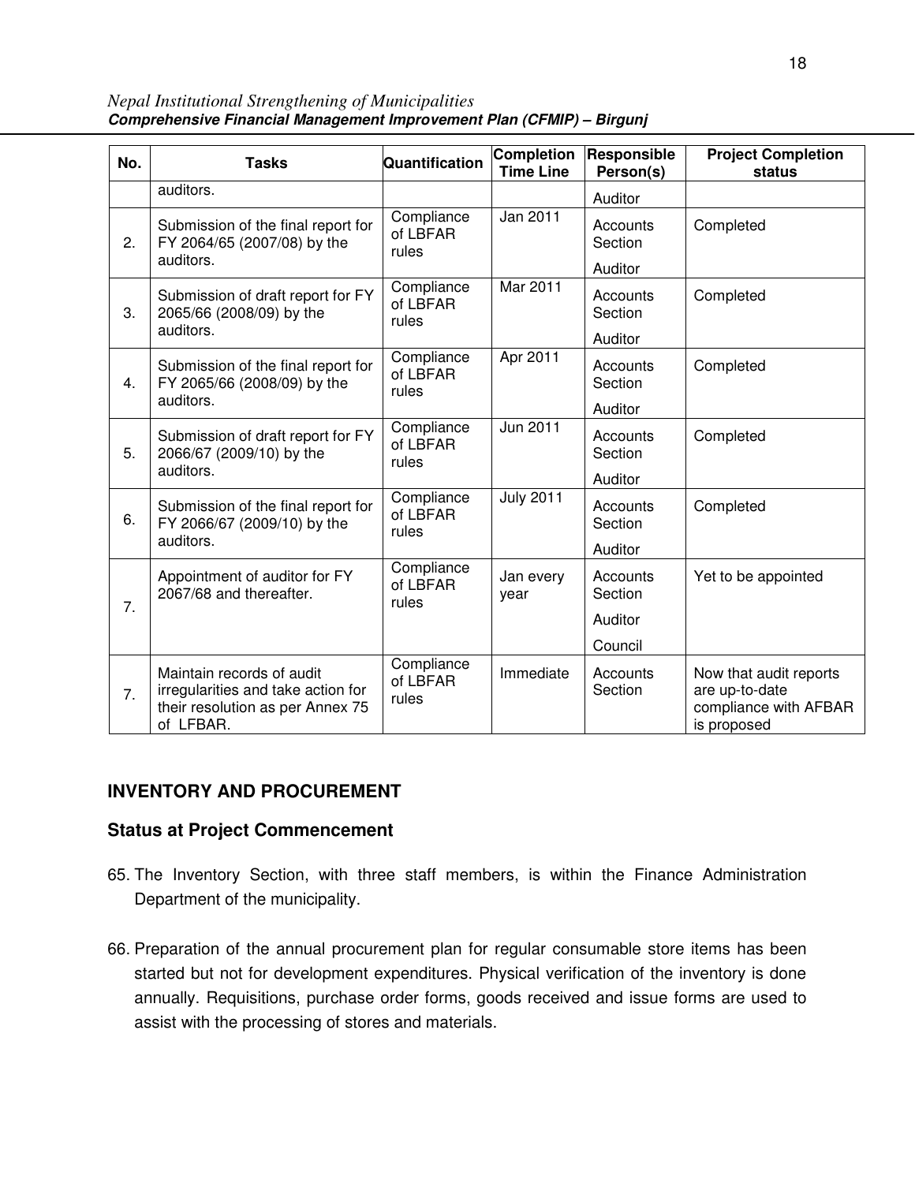| No. | Tasks | Quantification | Completion Time Line | Responsible Person(s) | Project Completion status |
|---|---|---|---|---|---|
| | auditors. | | | Auditor | |
| 2. | Submission of the final report for FY 2064/65 (2007/08) by the auditors. | Compliance of LBFAR rules | Jan 2011 | Accounts Section<br>Auditor | Completed |
| 3. | Submission of draft report for FY 2065/66 (2008/09) by the auditors. | Compliance of LBFAR rules | Mar 2011 | Accounts Section<br>Auditor | Completed |
| 4. | Submission of the final report for FY 2065/66 (2008/09) by the auditors. | Compliance of LBFAR rules | Apr 2011 | Accounts Section<br>Auditor | Completed |
| 5. | Submission of draft report for FY 2066/67 (2009/10) by the auditors. | Compliance of LBFAR rules | Jun 2011 | Accounts Section<br>Auditor | Completed |
| 6. | Submission of the final report for FY 2066/67 (2009/10) by the auditors. | Compliance of LBFAR rules | July 2011 | Accounts Section<br>Auditor | Completed |
| 7. | Appointment of auditor for FY 2067/68 and thereafter. | Compliance of LBFAR rules | Jan every year | Accounts Section<br>Auditor<br>Council | Yet to be appointed |
| 7. | Maintain records of audit irregularities and take action for their resolution as per Annex 75 of LFBAR. | Compliance of LBFAR rules | Immediate | Accounts Section | Now that audit reports are up-to-date compliance with AFBAR is proposed |

## INVENTORY AND PROCUREMENT

### Status at Project Commencement

65. The Inventory Section, with three staff members, is within the Finance Administration Department of the municipality.

66. Preparation of the annual procurement plan for regular consumable store items has been started but not for development expenditures. Physical verification of the inventory is done annually. Requisitions, purchase order forms, goods received and issue forms are used to assist with the processing of stores and materials.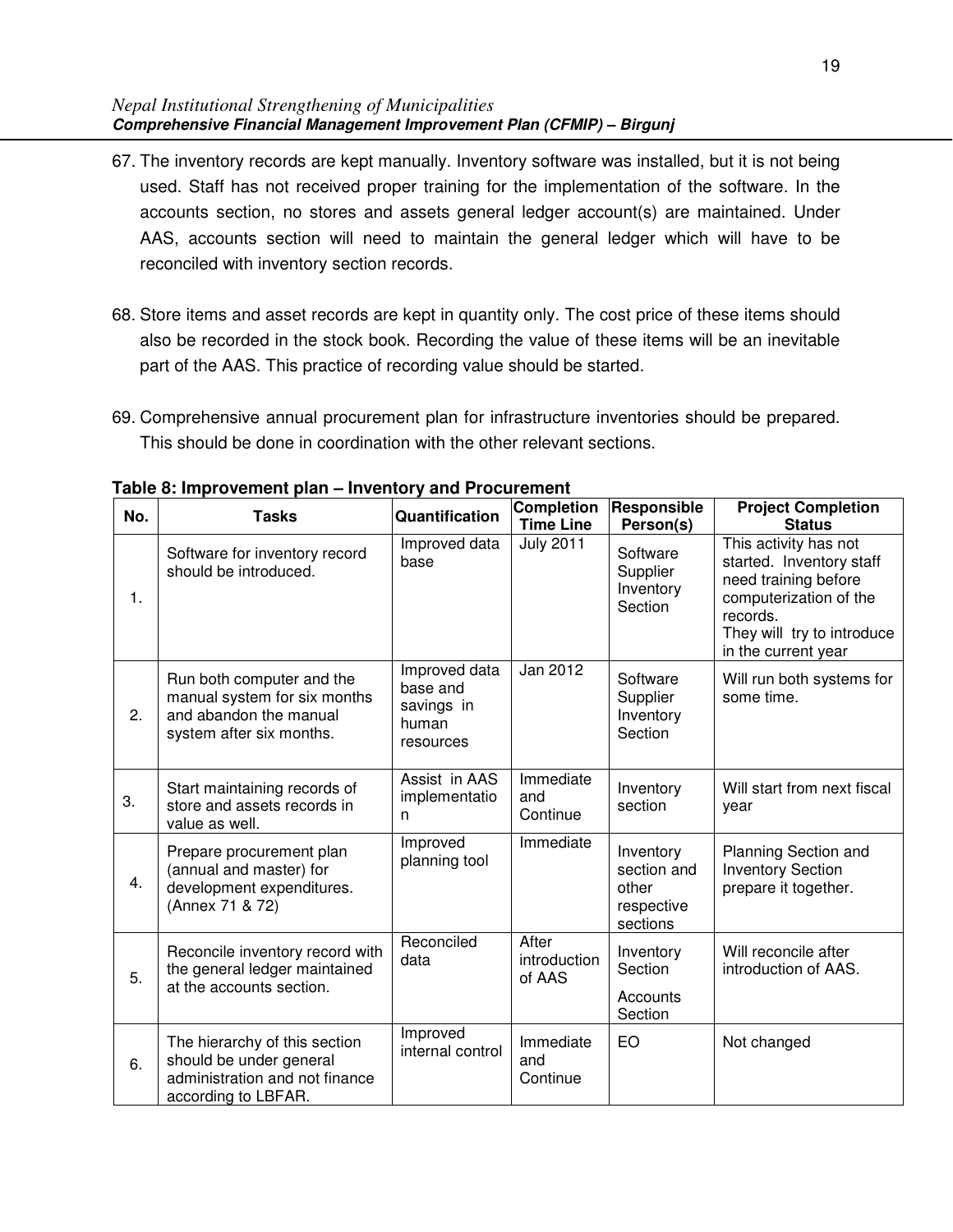67. The inventory records are kept manually. Inventory software was installed, but it is not being used. Staff has not received proper training for the implementation of the software. In the accounts section, no stores and assets general ledger account(s) are maintained. Under AAS, accounts section will need to maintain the general ledger which will have to be reconciled with inventory section records.

68. Store items and asset records are kept in quantity only. The cost price of these items should also be recorded in the stock book. Recording the value of these items will be an inevitable part of the AAS. This practice of recording value should be started.

69. Comprehensive annual procurement plan for infrastructure inventories should be prepared. This should be done in coordination with the other relevant sections.

**Table 8: Improvement plan – Inventory and Procurement**

| No. | Tasks | Quantification | Completion Time Line | Responsible Person(s) | Project Completion Status |
|---|---|---|---|---|---|
| 1. | Software for inventory record should be introduced. | Improved data base | July 2011 | Software Supplier Inventory Section | This activity has not started. Inventory staff need training before computerization of the records. They will try to introduce in the current year |
| 2. | Run both computer and the manual system for six months and abandon the manual system after six months. | Improved data base and savings in human resources | Jan 2012 | Software Supplier Inventory Section | Will run both systems for some time. |
| 3. | Start maintaining records of store and assets records in value as well. | Assist in AAS implementation | Immediate and Continue | Inventory section | Will start from next fiscal year |
| 4. | Prepare procurement plan (annual and master) for development expenditures. (Annex 71 & 72) | Improved planning tool | Immediate | Inventory section and other respective sections | Planning Section and Inventory Section prepare it together. |
| 5. | Reconcile inventory record with the general ledger maintained at the accounts section. | Reconciled data | After introduction of AAS | Inventory Section Accounts Section | Will reconcile after introduction of AAS. |
| 6. | The hierarchy of this section should be under general administration and not finance according to LBFAR. | Improved internal control | Immediate and Continue | EO | Not changed |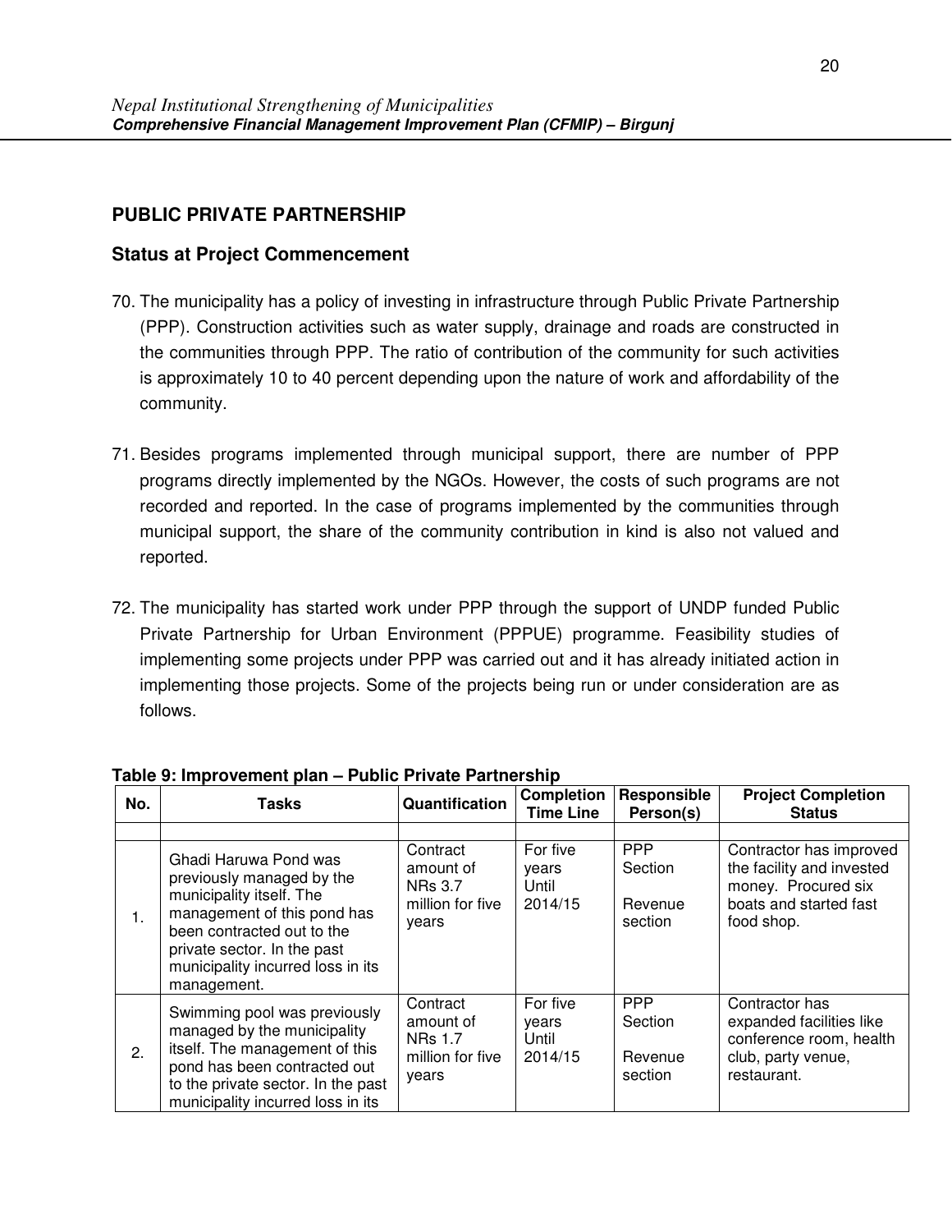## PUBLIC PRIVATE PARTNERSHIP

### Status at Project Commencement

70. The municipality has a policy of investing in infrastructure through Public Private Partnership (PPP). Construction activities such as water supply, drainage and roads are constructed in the communities through PPP. The ratio of contribution of the community for such activities is approximately 10 to 40 percent depending upon the nature of work and affordability of the community.

71. Besides programs implemented through municipal support, there are number of PPP programs directly implemented by the NGOs. However, the costs of such programs are not recorded and reported. In the case of programs implemented by the communities through municipal support, the share of the community contribution in kind is also not valued and reported.

72. The municipality has started work under PPP through the support of UNDP funded Public Private Partnership for Urban Environment (PPPUE) programme. Feasibility studies of implementing some projects under PPP was carried out and it has already initiated action in implementing those projects. Some of the projects being run or under consideration are as follows.

**Table 9: Improvement plan – Public Private Partnership**

| No. | Tasks | Quantification | Completion Time Line | Responsible Person(s) | Project Completion Status |
|---|---|---|---|---|---|
| | | | | | |
| 1. | Ghadi Haruwa Pond was previously managed by the municipality itself. The management of this pond has been contracted out to the private sector. In the past municipality incurred loss in its management. | Contract amount of NRs 3.7 million for five years | For five years Until 2014/15 | PPP Section Revenue section | Contractor has improved the facility and invested money. Procured six boats and started fast food shop. |
| 2. | Swimming pool was previously managed by the municipality itself. The management of this pond has been contracted out to the private sector. In the past municipality incurred loss in its | Contract amount of NRs 1.7 million for five years | For five years Until 2014/15 | PPP Section Revenue section | Contractor has expanded facilities like conference room, health club, party venue, restaurant. |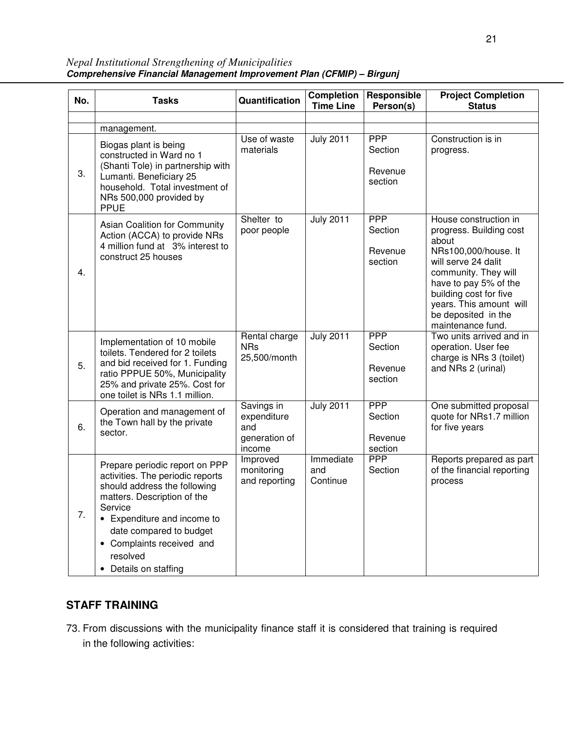| No. | Tasks | Quantification | Completion Time Line | Responsible Person(s) | Project Completion Status |
|---|---|---|---|---|---|
| | | | | | |
| | management. | | | | |
| 3. | Biogas plant is being constructed in Ward no 1 (Shanti Tole) in partnership with Lumanti. Beneficiary 25 household. Total investment of NRs 500,000 provided by PPUE | Use of waste materials | July 2011 | PPP Section<br><br>Revenue section | Construction is in progress. |
| 4. | Asian Coalition for Community Action (ACCA) to provide NRs 4 million fund at 3% interest to construct 25 houses | Shelter to poor people | July 2011 | PPP Section<br><br>Revenue section | House construction in progress. Building cost about NRs100,000/house. It will serve 24 dalit community. They will have to pay 5% of the building cost for five years. This amount will be deposited in the maintenance fund. |
| 5. | Implementation of 10 mobile toilets. Tendered for 2 toilets and bid received for 1. Funding ratio PPPUE 50%, Municipality 25% and private 25%. Cost for one toilet is NRs 1.1 million. | Rental charge NRs 25,500/month | July 2011 | PPP Section<br><br>Revenue section | Two units arrived and in operation. User fee charge is NRs 3 (toilet) and NRs 2 (urinal) |
| 6. | Operation and management of the Town hall by the private sector. | Savings in expenditure and generation of income | July 2011 | PPP Section<br><br>Revenue section | One submitted proposal quote for NRs1.7 million for five years |
| 7. | Prepare periodic report on PPP activities. The periodic reports should address the following matters. Description of the Service<br>• Expenditure and income to date compared to budget<br>• Complaints received and resolved<br>• Details on staffing | Improved monitoring and reporting | Immediate and Continue | PPP Section | Reports prepared as part of the financial reporting process |

## STAFF TRAINING

73. From discussions with the municipality finance staff it is considered that training is required in the following activities: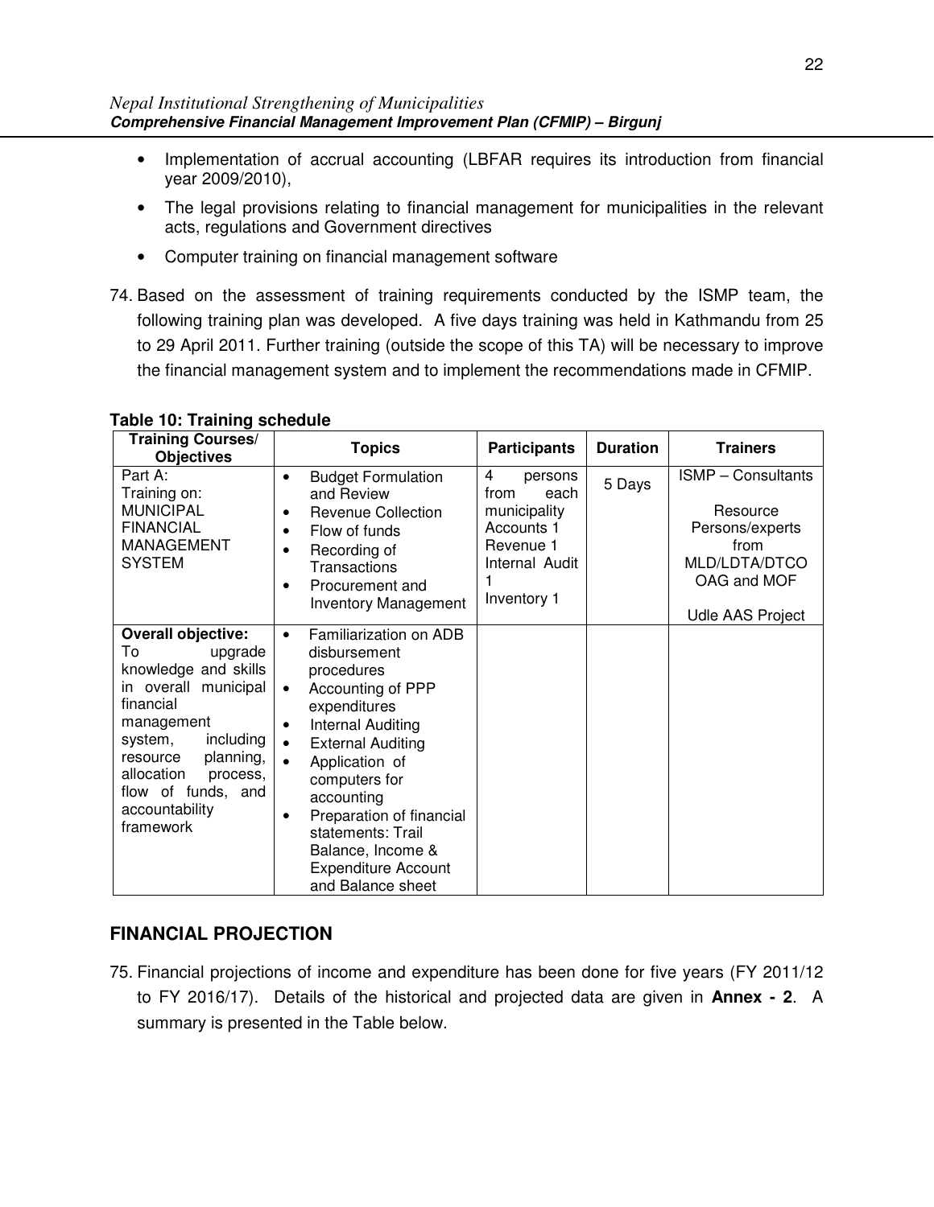- Implementation of accrual accounting (LBFAR requires its introduction from financial year 2009/2010),
- The legal provisions relating to financial management for municipalities in the relevant acts, regulations and Government directives
- Computer training on financial management software

74. Based on the assessment of training requirements conducted by the ISMP team, the following training plan was developed. A five days training was held in Kathmandu from 25 to 29 April 2011. Further training (outside the scope of this TA) will be necessary to improve the financial management system and to implement the recommendations made in CFMIP.

**Table 10: Training schedule**

| Training Courses/ Objectives | Topics | Participants | Duration | Trainers |
|---|---|---|---|---|
| Part A:<br>Training on:<br>MUNICIPAL FINANCIAL MANAGEMENT SYSTEM | • Budget Formulation and Review<br>• Revenue Collection<br>• Flow of funds<br>• Recording of Transactions<br>• Procurement and Inventory Management | 4 persons from each municipality<br>Accounts 1<br>Revenue 1<br>Internal Audit 1<br>Inventory 1 | 5 Days | ISMP – Consultants<br><br>Resource Persons/experts from MLD/LDTA/DTCO OAG and MOF<br><br>Udle AAS Project |
| **Overall objective:**<br>To upgrade knowledge and skills in overall municipal financial management system, including resource planning, allocation process, flow of funds, and accountability framework | • Familiarization on ADB disbursement procedures<br>• Accounting of PPP expenditures<br>• Internal Auditing<br>• External Auditing<br>• Application of computers for accounting<br>• Preparation of financial statements: Trail Balance, Income & Expenditure Account and Balance sheet | | | |

## FINANCIAL PROJECTION

75. Financial projections of income and expenditure has been done for five years (FY 2011/12 to FY 2016/17). Details of the historical and projected data are given in **Annex - 2**. A summary is presented in the Table below.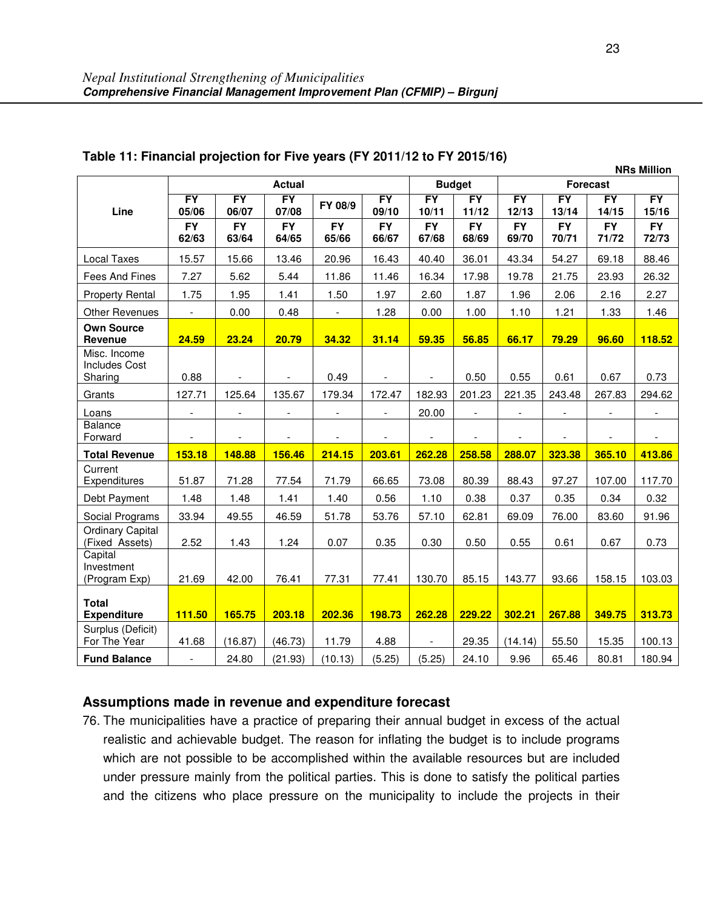**Table 11: Financial projection for Five years (FY 2011/12 to FY 2015/16)**

NRs Million

| Line | Actual | | | | | Budget | | Forecast | | | |
|---|---|---|---|---|---|---|---|---|---|---|---|
| | FY 05/06 | FY 06/07 | FY 07/08 | FY 08/9 | FY 09/10 | FY 10/11 | FY 11/12 | FY 12/13 | FY 13/14 | FY 14/15 | FY 15/16 |
| | FY 62/63 | FY 63/64 | FY 64/65 | FY 65/66 | FY 66/67 | FY 67/68 | FY 68/69 | FY 69/70 | FY 70/71 | FY 71/72 | FY 72/73 |
| Local Taxes | 15.57 | 15.66 | 13.46 | 20.96 | 16.43 | 40.40 | 36.01 | 43.34 | 54.27 | 69.18 | 88.46 |
| Fees And Fines | 7.27 | 5.62 | 5.44 | 11.86 | 11.46 | 16.34 | 17.98 | 19.78 | 21.75 | 23.93 | 26.32 |
| Property Rental | 1.75 | 1.95 | 1.41 | 1.50 | 1.97 | 2.60 | 1.87 | 1.96 | 2.06 | 2.16 | 2.27 |
| Other Revenues | - | 0.00 | 0.48 | - | 1.28 | 0.00 | 1.00 | 1.10 | 1.21 | 1.33 | 1.46 |
| **Own Source Revenue** | **24.59** | **23.24** | **20.79** | **34.32** | **31.14** | **59.35** | **56.85** | **66.17** | **79.29** | **96.60** | **118.52** |
| Misc. Income Includes Cost Sharing | 0.88 | - | - | 0.49 | - | - | 0.50 | 0.55 | 0.61 | 0.67 | 0.73 |
| Grants | 127.71 | 125.64 | 135.67 | 179.34 | 172.47 | 182.93 | 201.23 | 221.35 | 243.48 | 267.83 | 294.62 |
| Loans | - | - | - | - | - | 20.00 | - | - | - | - | - |
| Balance Forward | - | - | - | - | - | - | - | - | - | - | - |
| **Total Revenue** | **153.18** | **148.88** | **156.46** | **214.15** | **203.61** | **262.28** | **258.58** | **288.07** | **323.38** | **365.10** | **413.86** |
| Current Expenditures | 51.87 | 71.28 | 77.54 | 71.79 | 66.65 | 73.08 | 80.39 | 88.43 | 97.27 | 107.00 | 117.70 |
| Debt Payment | 1.48 | 1.48 | 1.41 | 1.40 | 0.56 | 1.10 | 0.38 | 0.37 | 0.35 | 0.34 | 0.32 |
| Social Programs | 33.94 | 49.55 | 46.59 | 51.78 | 53.76 | 57.10 | 62.81 | 69.09 | 76.00 | 83.60 | 91.96 |
| Ordinary Capital (Fixed Assets) | 2.52 | 1.43 | 1.24 | 0.07 | 0.35 | 0.30 | 0.50 | 0.55 | 0.61 | 0.67 | 0.73 |
| Capital Investment (Program Exp) | 21.69 | 42.00 | 76.41 | 77.31 | 77.41 | 130.70 | 85.15 | 143.77 | 93.66 | 158.15 | 103.03 |
| **Total Expenditure** | **111.50** | **165.75** | **203.18** | **202.36** | **198.73** | **262.28** | **229.22** | **302.21** | **267.88** | **349.75** | **313.73** |
| Surplus (Deficit) For The Year | 41.68 | (16.87) | (46.73) | 11.79 | 4.88 | - | 29.35 | (14.14) | 55.50 | 15.35 | 100.13 |
| **Fund Balance** | - | 24.80 | (21.93) | (10.13) | (5.25) | (5.25) | 24.10 | 9.96 | 65.46 | 80.81 | 180.94 |

## Assumptions made in revenue and expenditure forecast

76. The municipalities have a practice of preparing their annual budget in excess of the actual realistic and achievable budget. The reason for inflating the budget is to include programs which are not possible to be accomplished within the available resources but are included under pressure mainly from the political parties. This is done to satisfy the political parties and the citizens who place pressure on the municipality to include the projects in their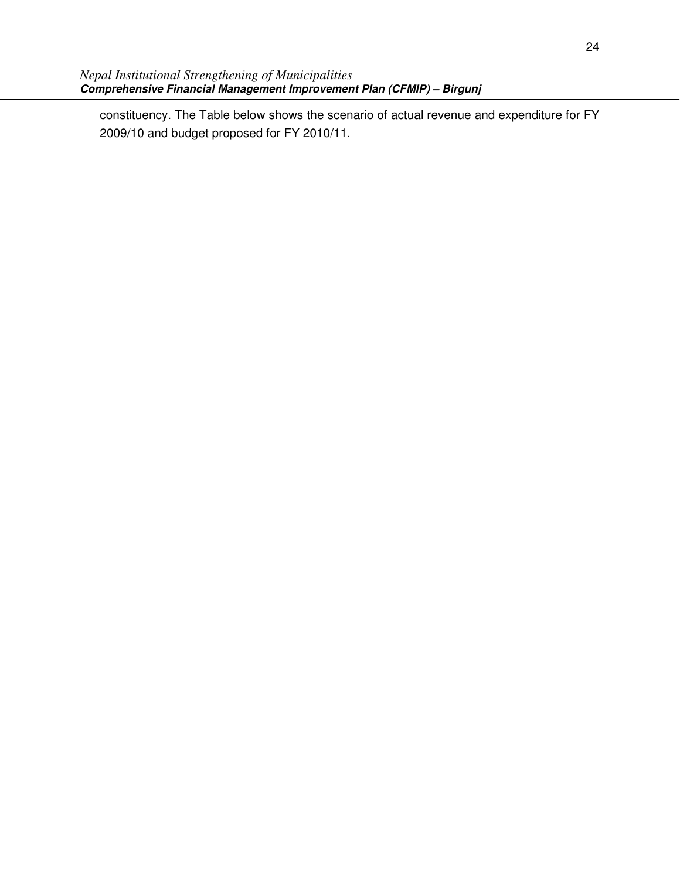constituency. The Table below shows the scenario of actual revenue and expenditure for FY 2009/10 and budget proposed for FY 2010/11.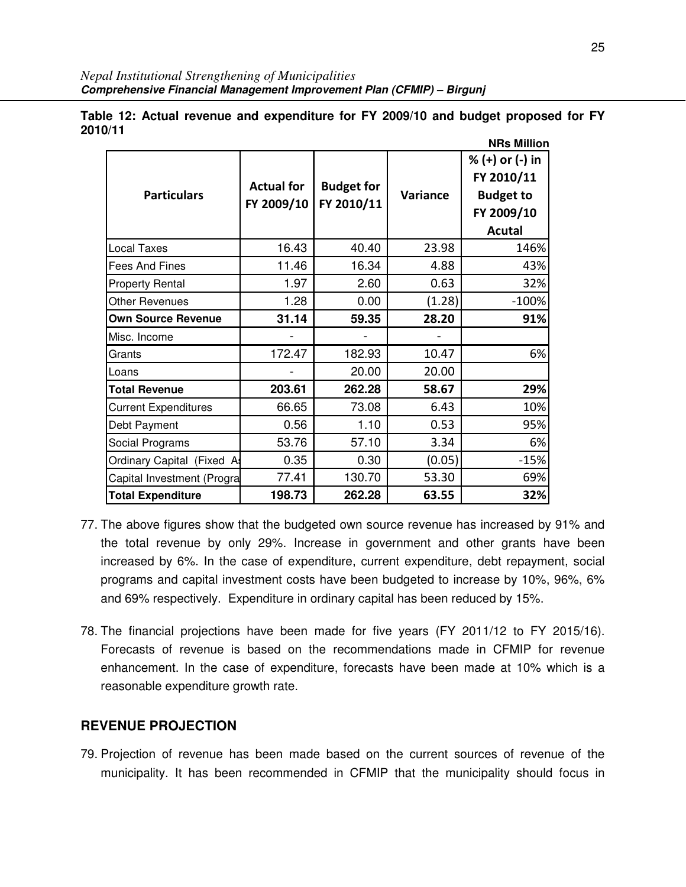Table 12: Actual revenue and expenditure for FY 2009/10 and budget proposed for FY 2010/11

NRs Million

| Particulars | Actual for FY 2009/10 | Budget for FY 2010/11 | Variance | % (+) or (-) in FY 2010/11 Budget to FY 2009/10 Acutal |
|---|---|---|---|---|
| Local Taxes | 16.43 | 40.40 | 23.98 | 146% |
| Fees And Fines | 11.46 | 16.34 | 4.88 | 43% |
| Property Rental | 1.97 | 2.60 | 0.63 | 32% |
| Other Revenues | 1.28 | 0.00 | (1.28) | -100% |
| **Own Source Revenue** | **31.14** | **59.35** | **28.20** | **91%** |
| Misc. Income | - | - | - | |
| Grants | 172.47 | 182.93 | 10.47 | 6% |
| Loans | - | 20.00 | 20.00 | |
| **Total Revenue** | **203.61** | **262.28** | **58.67** | **29%** |
| Current Expenditures | 66.65 | 73.08 | 6.43 | 10% |
| Debt Payment | 0.56 | 1.10 | 0.53 | 95% |
| Social Programs | 53.76 | 57.10 | 3.34 | 6% |
| Ordinary Capital (Fixed A | 0.35 | 0.30 | (0.05) | -15% |
| Capital Investment (Progra | 77.41 | 130.70 | 53.30 | 69% |
| **Total Expenditure** | **198.73** | **262.28** | **63.55** | **32%** |

77. The above figures show that the budgeted own source revenue has increased by 91% and the total revenue by only 29%. Increase in government and other grants have been increased by 6%. In the case of expenditure, current expenditure, debt repayment, social programs and capital investment costs have been budgeted to increase by 10%, 96%, 6% and 69% respectively. Expenditure in ordinary capital has been reduced by 15%.

78. The financial projections have been made for five years (FY 2011/12 to FY 2015/16). Forecasts of revenue is based on the recommendations made in CFMIP for revenue enhancement. In the case of expenditure, forecasts have been made at 10% which is a reasonable expenditure growth rate.

## REVENUE PROJECTION

79. Projection of revenue has been made based on the current sources of revenue of the municipality. It has been recommended in CFMIP that the municipality should focus in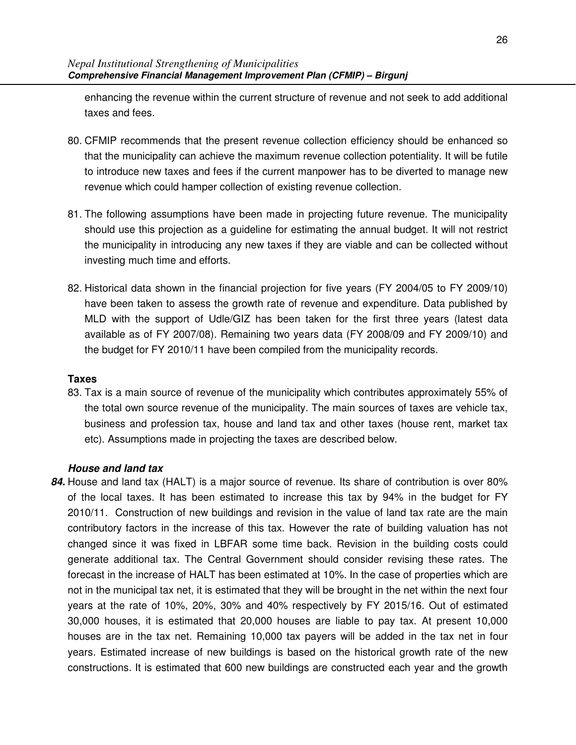enhancing the revenue within the current structure of revenue and not seek to add additional taxes and fees.

80. CFMIP recommends that the present revenue collection efficiency should be enhanced so that the municipality can achieve the maximum revenue collection potentiality. It will be futile to introduce new taxes and fees if the current manpower has to be diverted to manage new revenue which could hamper collection of existing revenue collection.

81. The following assumptions have been made in projecting future revenue. The municipality should use this projection as a guideline for estimating the annual budget. It will not restrict the municipality in introducing any new taxes if they are viable and can be collected without investing much time and efforts.

82. Historical data shown in the financial projection for five years (FY 2004/05 to FY 2009/10) have been taken to assess the growth rate of revenue and expenditure. Data published by MLD with the support of Udle/GIZ has been taken for the first three years (latest data available as of FY 2007/08). Remaining two years data (FY 2008/09 and FY 2009/10) and the budget for FY 2010/11 have been compiled from the municipality records.

**Taxes**

83. Tax is a main source of revenue of the municipality which contributes approximately 55% of the total own source revenue of the municipality. The main sources of taxes are vehicle tax, business and profession tax, house and land tax and other taxes (house rent, market tax etc). Assumptions made in projecting the taxes are described below.

***House and land tax***

***84.*** House and land tax (HALT) is a major source of revenue. Its share of contribution is over 80% of the local taxes. It has been estimated to increase this tax by 94% in the budget for FY 2010/11. Construction of new buildings and revision in the value of land tax rate are the main contributory factors in the increase of this tax. However the rate of building valuation has not changed since it was fixed in LBFAR some time back. Revision in the building costs could generate additional tax. The Central Government should consider revising these rates. The forecast in the increase of HALT has been estimated at 10%. In the case of properties which are not in the municipal tax net, it is estimated that they will be brought in the net within the next four years at the rate of 10%, 20%, 30% and 40% respectively by FY 2015/16. Out of estimated 30,000 houses, it is estimated that 20,000 houses are liable to pay tax. At present 10,000 houses are in the tax net. Remaining 10,000 tax payers will be added in the tax net in four years. Estimated increase of new buildings is based on the historical growth rate of the new constructions. It is estimated that 600 new buildings are constructed each year and the growth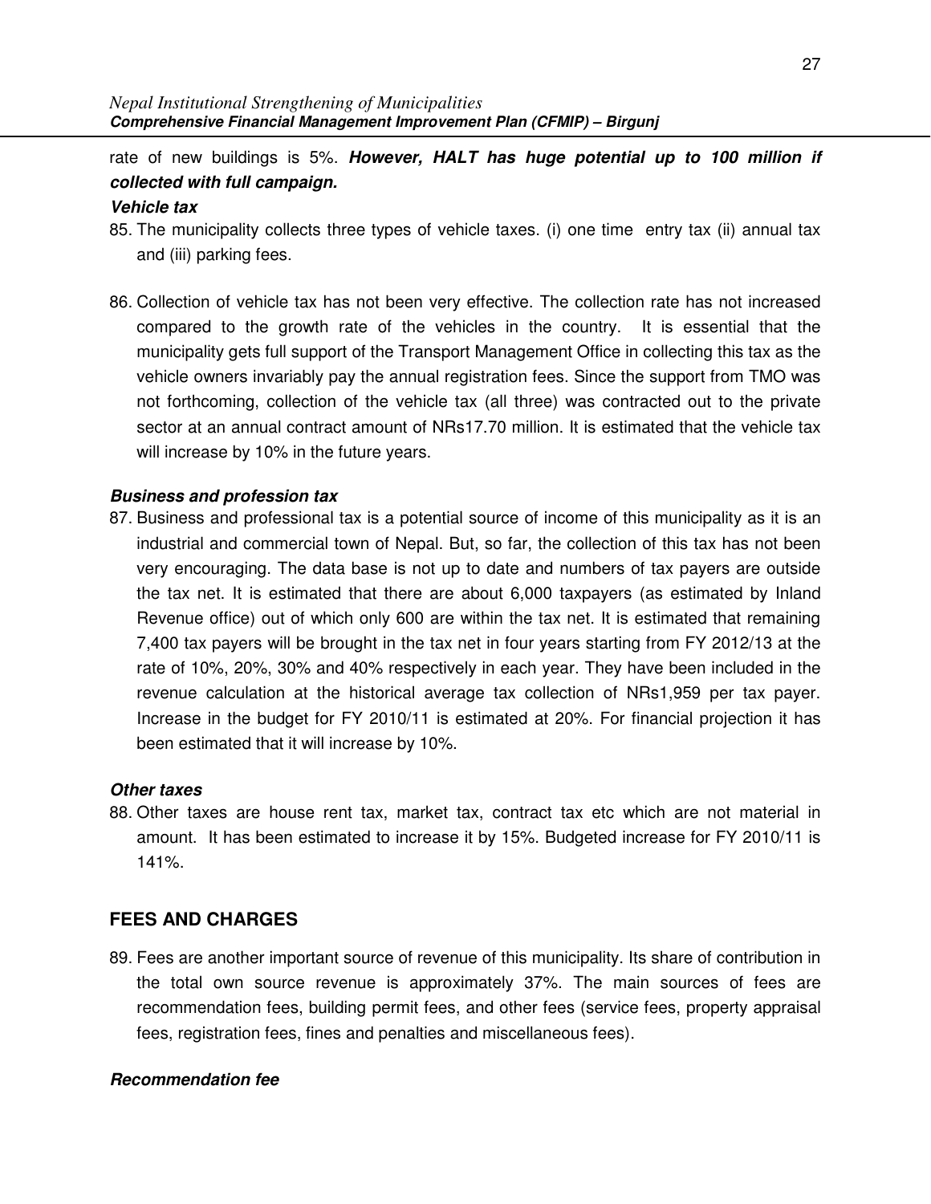rate of new buildings is 5%. ***However, HALT has huge potential up to 100 million if collected with full campaign.***

***Vehicle tax***

85. The municipality collects three types of vehicle taxes. (i) one time entry tax (ii) annual tax and (iii) parking fees.

86. Collection of vehicle tax has not been very effective. The collection rate has not increased compared to the growth rate of the vehicles in the country. It is essential that the municipality gets full support of the Transport Management Office in collecting this tax as the vehicle owners invariably pay the annual registration fees. Since the support from TMO was not forthcoming, collection of the vehicle tax (all three) was contracted out to the private sector at an annual contract amount of NRs17.70 million. It is estimated that the vehicle tax will increase by 10% in the future years.

***Business and profession tax***

87. Business and professional tax is a potential source of income of this municipality as it is an industrial and commercial town of Nepal. But, so far, the collection of this tax has not been very encouraging. The data base is not up to date and numbers of tax payers are outside the tax net. It is estimated that there are about 6,000 taxpayers (as estimated by Inland Revenue office) out of which only 600 are within the tax net. It is estimated that remaining 7,400 tax payers will be brought in the tax net in four years starting from FY 2012/13 at the rate of 10%, 20%, 30% and 40% respectively in each year. They have been included in the revenue calculation at the historical average tax collection of NRs1,959 per tax payer. Increase in the budget for FY 2010/11 is estimated at 20%. For financial projection it has been estimated that it will increase by 10%.

***Other taxes***

88. Other taxes are house rent tax, market tax, contract tax etc which are not material in amount. It has been estimated to increase it by 15%. Budgeted increase for FY 2010/11 is 141%.

## FEES AND CHARGES

89. Fees are another important source of revenue of this municipality. Its share of contribution in the total own source revenue is approximately 37%. The main sources of fees are recommendation fees, building permit fees, and other fees (service fees, property appraisal fees, registration fees, fines and penalties and miscellaneous fees).

***Recommendation fee***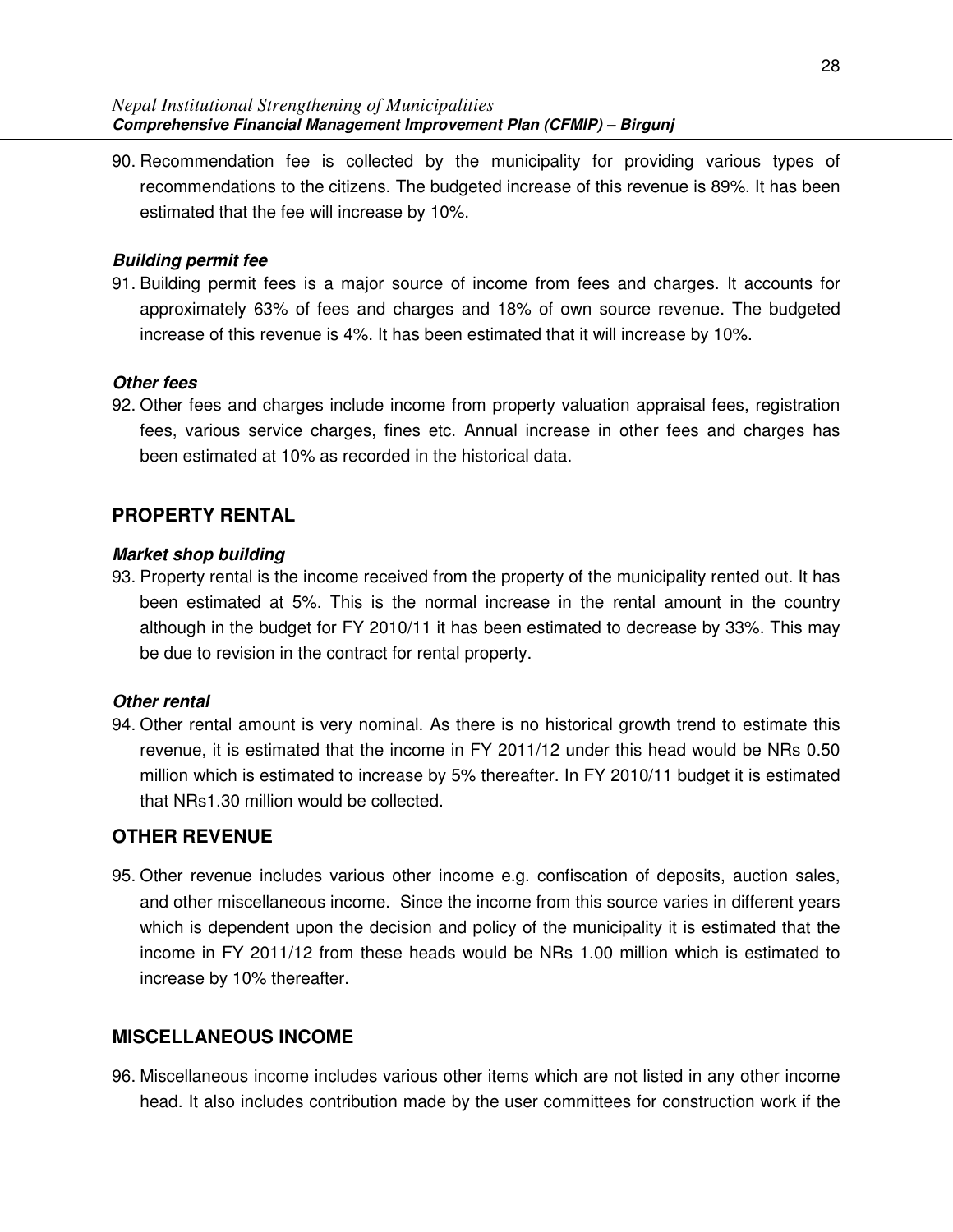90. Recommendation fee is collected by the municipality for providing various types of recommendations to the citizens. The budgeted increase of this revenue is 89%. It has been estimated that the fee will increase by 10%.

***Building permit fee***

91. Building permit fees is a major source of income from fees and charges. It accounts for approximately 63% of fees and charges and 18% of own source revenue. The budgeted increase of this revenue is 4%. It has been estimated that it will increase by 10%.

***Other fees***

92. Other fees and charges include income from property valuation appraisal fees, registration fees, various service charges, fines etc. Annual increase in other fees and charges has been estimated at 10% as recorded in the historical data.

## PROPERTY RENTAL

***Market shop building***

93. Property rental is the income received from the property of the municipality rented out. It has been estimated at 5%. This is the normal increase in the rental amount in the country although in the budget for FY 2010/11 it has been estimated to decrease by 33%. This may be due to revision in the contract for rental property.

***Other rental***

94. Other rental amount is very nominal. As there is no historical growth trend to estimate this revenue, it is estimated that the income in FY 2011/12 under this head would be NRs 0.50 million which is estimated to increase by 5% thereafter. In FY 2010/11 budget it is estimated that NRs1.30 million would be collected.

## OTHER REVENUE

95. Other revenue includes various other income e.g. confiscation of deposits, auction sales, and other miscellaneous income. Since the income from this source varies in different years which is dependent upon the decision and policy of the municipality it is estimated that the income in FY 2011/12 from these heads would be NRs 1.00 million which is estimated to increase by 10% thereafter.

## MISCELLANEOUS INCOME

96. Miscellaneous income includes various other items which are not listed in any other income head. It also includes contribution made by the user committees for construction work if the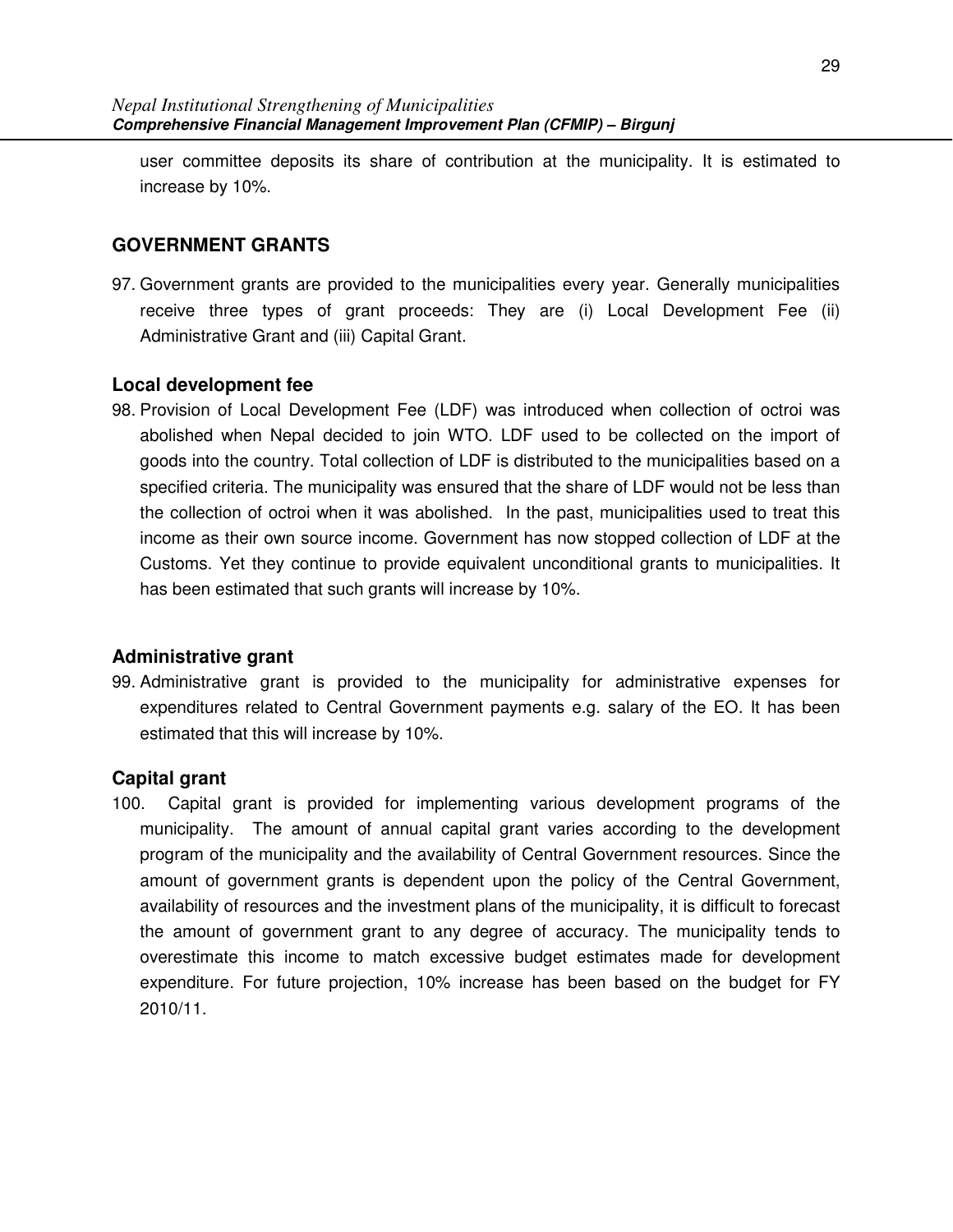user committee deposits its share of contribution at the municipality. It is estimated to increase by 10%.

## GOVERNMENT GRANTS

97. Government grants are provided to the municipalities every year. Generally municipalities receive three types of grant proceeds: They are (i) Local Development Fee (ii) Administrative Grant and (iii) Capital Grant.

### Local development fee

98. Provision of Local Development Fee (LDF) was introduced when collection of octroi was abolished when Nepal decided to join WTO. LDF used to be collected on the import of goods into the country. Total collection of LDF is distributed to the municipalities based on a specified criteria. The municipality was ensured that the share of LDF would not be less than the collection of octroi when it was abolished. In the past, municipalities used to treat this income as their own source income. Government has now stopped collection of LDF at the Customs. Yet they continue to provide equivalent unconditional grants to municipalities. It has been estimated that such grants will increase by 10%.

### Administrative grant

99. Administrative grant is provided to the municipality for administrative expenses for expenditures related to Central Government payments e.g. salary of the EO. It has been estimated that this will increase by 10%.

### Capital grant

100. Capital grant is provided for implementing various development programs of the municipality. The amount of annual capital grant varies according to the development program of the municipality and the availability of Central Government resources. Since the amount of government grants is dependent upon the policy of the Central Government, availability of resources and the investment plans of the municipality, it is difficult to forecast the amount of government grant to any degree of accuracy. The municipality tends to overestimate this income to match excessive budget estimates made for development expenditure. For future projection, 10% increase has been based on the budget for FY 2010/11.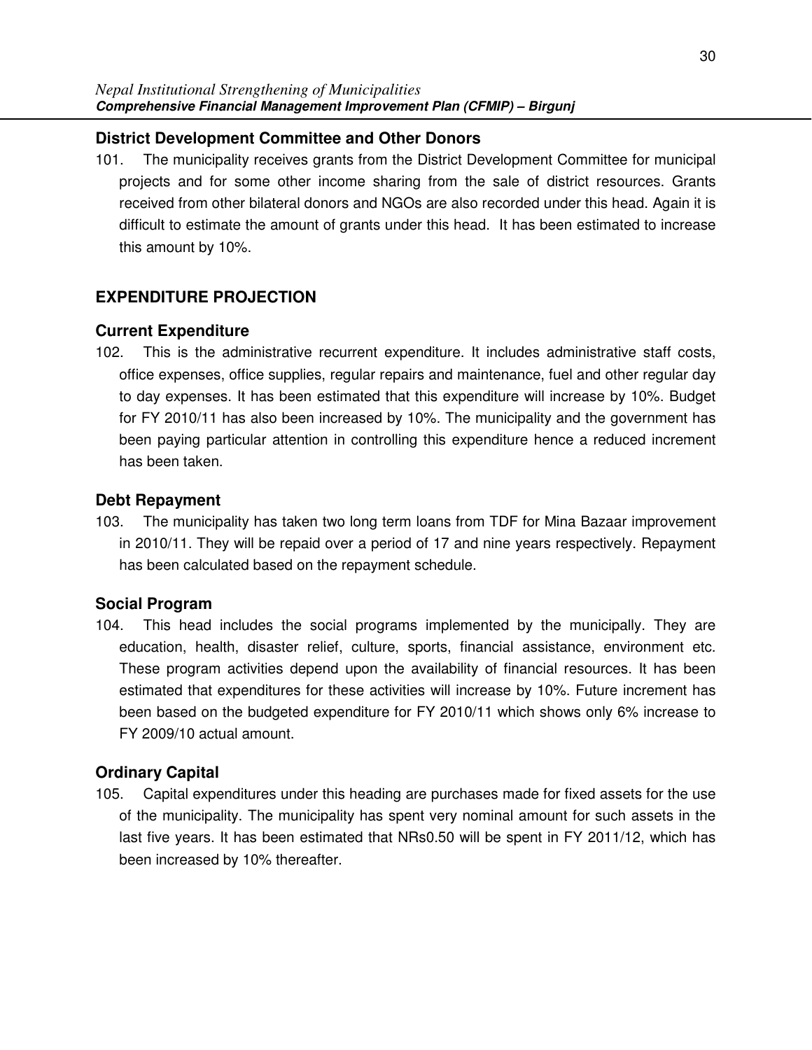## District Development Committee and Other Donors

101. The municipality receives grants from the District Development Committee for municipal projects and for some other income sharing from the sale of district resources. Grants received from other bilateral donors and NGOs are also recorded under this head. Again it is difficult to estimate the amount of grants under this head. It has been estimated to increase this amount by 10%.

## EXPENDITURE PROJECTION

### Current Expenditure

102. This is the administrative recurrent expenditure. It includes administrative staff costs, office expenses, office supplies, regular repairs and maintenance, fuel and other regular day to day expenses. It has been estimated that this expenditure will increase by 10%. Budget for FY 2010/11 has also been increased by 10%. The municipality and the government has been paying particular attention in controlling this expenditure hence a reduced increment has been taken.

### Debt Repayment

103. The municipality has taken two long term loans from TDF for Mina Bazaar improvement in 2010/11. They will be repaid over a period of 17 and nine years respectively. Repayment has been calculated based on the repayment schedule.

### Social Program

104. This head includes the social programs implemented by the municipally. They are education, health, disaster relief, culture, sports, financial assistance, environment etc. These program activities depend upon the availability of financial resources. It has been estimated that expenditures for these activities will increase by 10%. Future increment has been based on the budgeted expenditure for FY 2010/11 which shows only 6% increase to FY 2009/10 actual amount.

### Ordinary Capital

105. Capital expenditures under this heading are purchases made for fixed assets for the use of the municipality. The municipality has spent very nominal amount for such assets in the last five years. It has been estimated that NRs0.50 will be spent in FY 2011/12, which has been increased by 10% thereafter.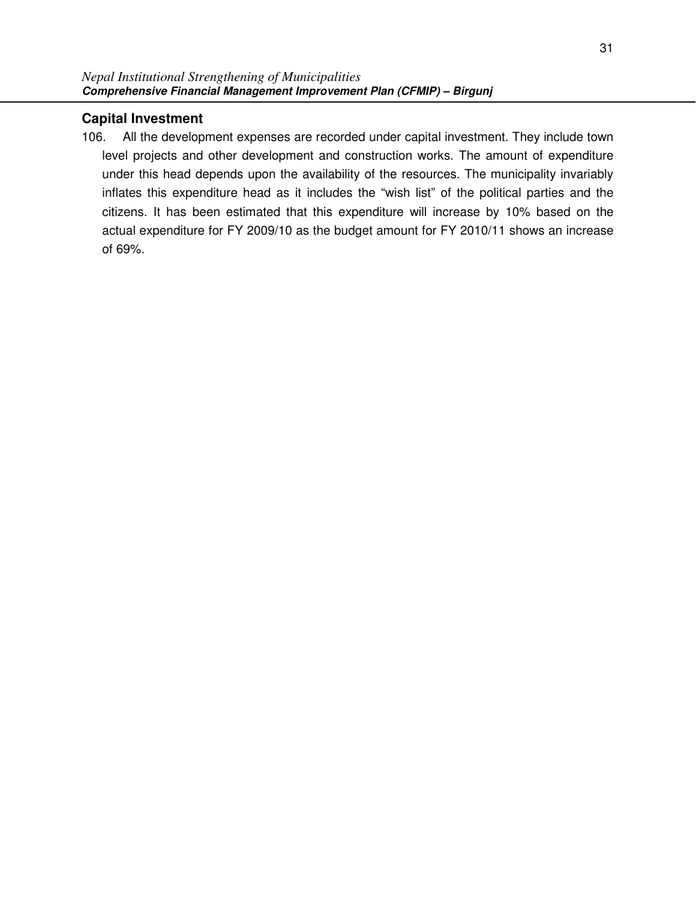## Capital Investment

106. All the development expenses are recorded under capital investment. They include town level projects and other development and construction works. The amount of expenditure under this head depends upon the availability of the resources. The municipality invariably inflates this expenditure head as it includes the “wish list” of the political parties and the citizens. It has been estimated that this expenditure will increase by 10% based on the actual expenditure for FY 2009/10 as the budget amount for FY 2010/11 shows an increase of 69%.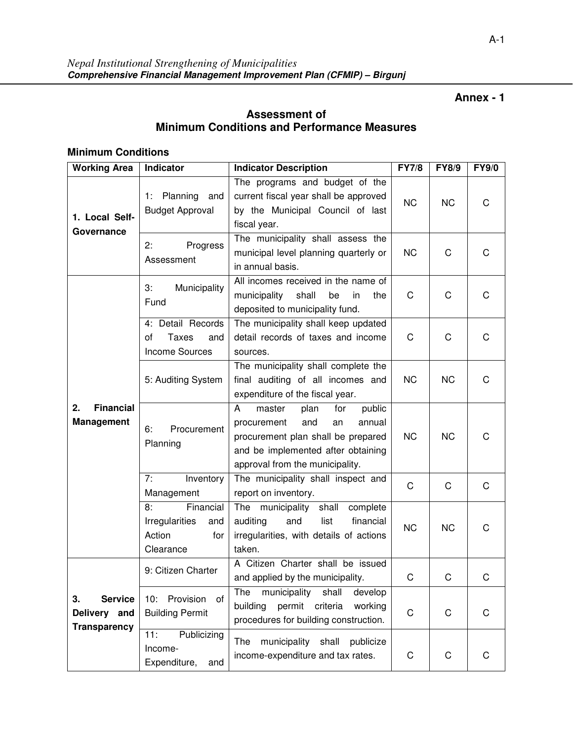## Annex - 1

## Assessment of Minimum Conditions and Performance Measures

### Minimum Conditions

| Working Area | Indicator | Indicator Description | FY7/8 | FY8/9 | FY9/0 |
|---|---|---|---|---|---|
| **1. Local Self-Governance** | 1: Planning and Budget Approval | The programs and budget of the current fiscal year shall be approved by the Municipal Council of last fiscal year. | NC | NC | C |
| | 2: Progress Assessment | The municipality shall assess the municipal level planning quarterly or in annual basis. | NC | C | C |
| **2. Financial Management** | 3: Municipality Fund | All incomes received in the name of municipality shall be in the deposited to municipality fund. | C | C | C |
| | 4: Detail Records of Taxes and Income Sources | The municipality shall keep updated detail records of taxes and income sources. | C | C | C |
| | 5: Auditing System | The municipality shall complete the final auditing of all incomes and expenditure of the fiscal year. | NC | NC | C |
| | 6: Procurement Planning | A master plan for public procurement and an annual procurement plan shall be prepared and be implemented after obtaining approval from the municipality. | NC | NC | C |
| | 7: Inventory Management | The municipality shall inspect and report on inventory. | C | C | C |
| | 8: Financial Irregularities and Action for Clearance | The municipality shall complete auditing and list financial irregularities, with details of actions taken. | NC | NC | C |
| **3. Service Delivery and Transparency** | 9: Citizen Charter | A Citizen Charter shall be issued and applied by the municipality. | C | C | C |
| | 10: Provision of Building Permit | The municipality shall develop building permit criteria working procedures for building construction. | C | C | C |
| | 11: Publicizing Income-Expenditure, and | The municipality shall publicize income-expenditure and tax rates. | C | C | C |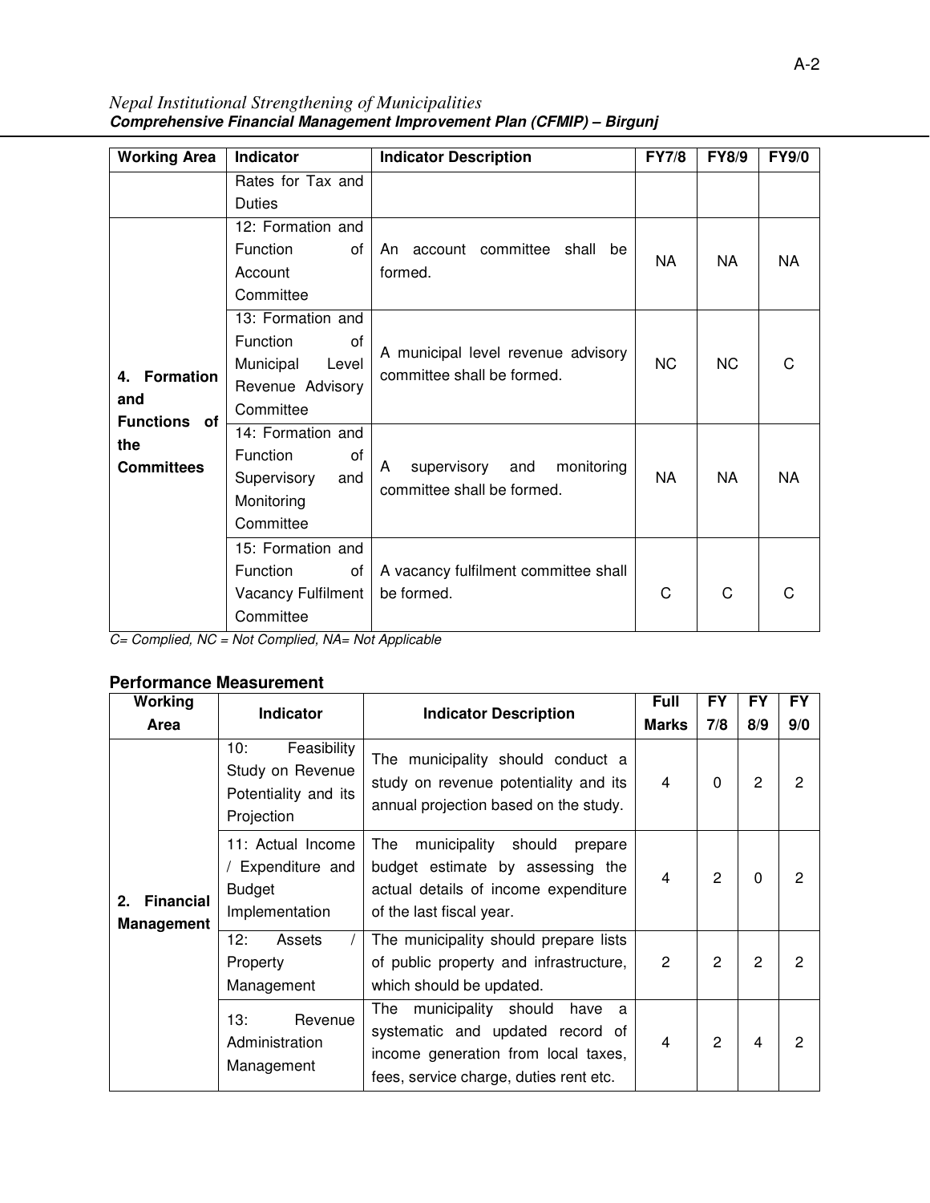| Working Area | Indicator | Indicator Description | FY7/8 | FY8/9 | FY9/0 |
|---|---|---|---|---|---|
| | Rates for Tax and Duties | | | | |
| **4. Formation and Functions of the Committees** | 12: Formation and Function of Account Committee | An account committee shall be formed. | NA | NA | NA |
| | 13: Formation and Function of Municipal Level Revenue Advisory Committee | A municipal level revenue advisory committee shall be formed. | NC | NC | C |
| | 14: Formation and Function of Supervisory and Monitoring Committee | A supervisory and monitoring committee shall be formed. | NA | NA | NA |
| | 15: Formation and Function of Vacancy Fulfilment Committee | A vacancy fulfilment committee shall be formed. | C | C | C |

*C= Complied, NC = Not Complied, NA= Not Applicable*

### Performance Measurement

| Working Area | Indicator | Indicator Description | Full Marks | FY 7/8 | FY 8/9 | FY 9/0 |
|---|---|---|---|---|---|---|
| **2. Financial Management** | 10: Feasibility Study on Revenue Potentiality and its Projection | The municipality should conduct a study on revenue potentiality and its annual projection based on the study. | 4 | 0 | 2 | 2 |
| | 11: Actual Income / Expenditure and Budget Implementation | The municipality should prepare budget estimate by assessing the actual details of income expenditure of the last fiscal year. | 4 | 2 | 0 | 2 |
| | 12: Assets / Property Management | The municipality should prepare lists of public property and infrastructure, which should be updated. | 2 | 2 | 2 | 2 |
| | 13: Revenue Administration Management | The municipality should have a systematic and updated record of income generation from local taxes, fees, service charge, duties rent etc. | 4 | 2 | 4 | 2 |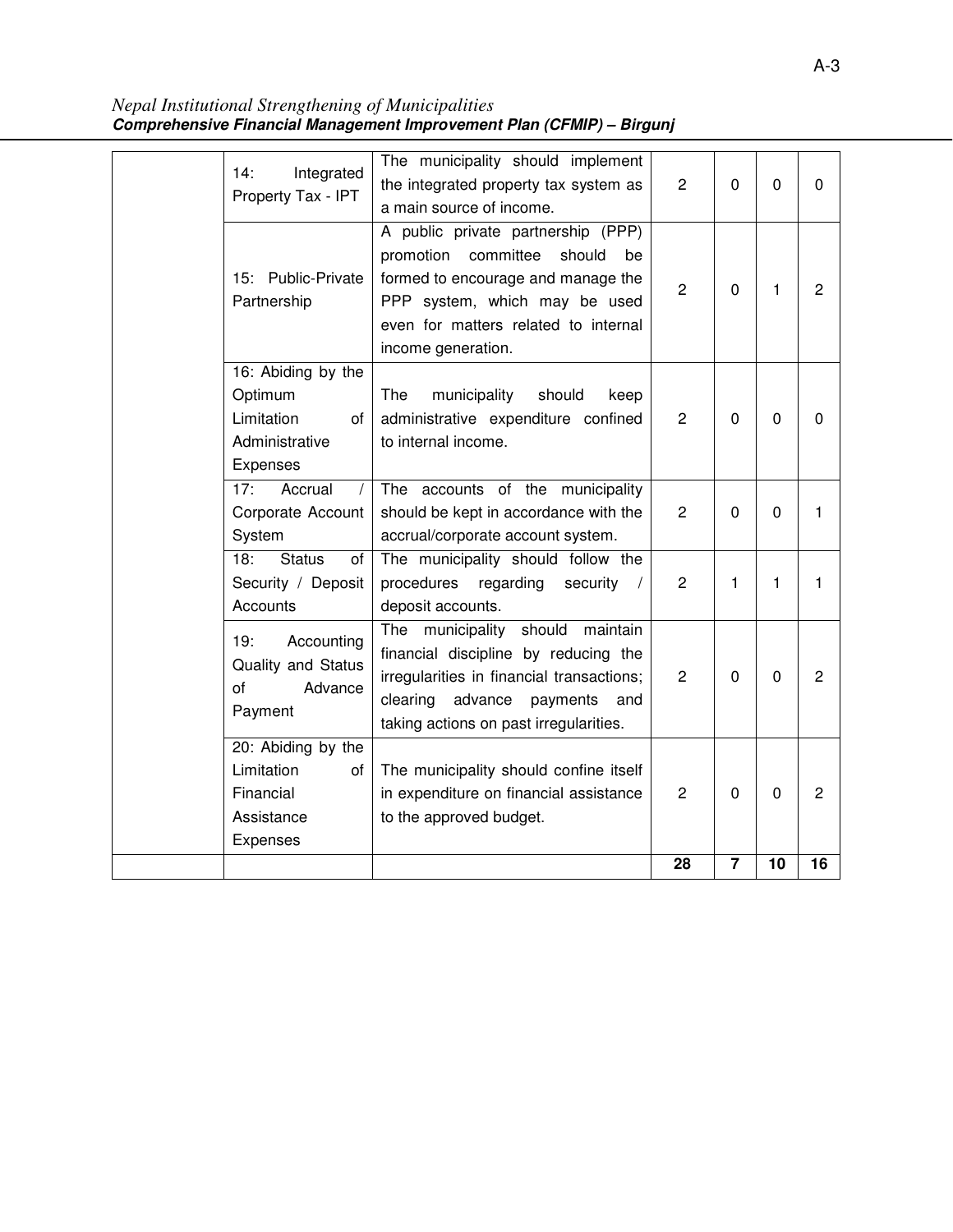| | | | | | | |
|---|---|---|---|---|---|---|
| | 14: Integrated Property Tax - IPT | The municipality should implement the integrated property tax system as a main source of income. | 2 | 0 | 0 | 0 |
| | 15: Public-Private Partnership | A public private partnership (PPP) promotion committee should be formed to encourage and manage the PPP system, which may be used even for matters related to internal income generation. | 2 | 0 | 1 | 2 |
| | 16: Abiding by the Optimum Limitation of Administrative Expenses | The municipality should keep administrative expenditure confined to internal income. | 2 | 0 | 0 | 0 |
| | 17: Accrual / Corporate Account System | The accounts of the municipality should be kept in accordance with the accrual/corporate account system. | 2 | 0 | 0 | 1 |
| | 18: Status of Security / Deposit Accounts | The municipality should follow the procedures regarding security / deposit accounts. | 2 | 1 | 1 | 1 |
| | 19: Accounting Quality and Status of Advance Payment | The municipality should maintain financial discipline by reducing the irregularities in financial transactions; clearing advance payments and taking actions on past irregularities. | 2 | 0 | 0 | 2 |
| | 20: Abiding by the Limitation of Financial Assistance Expenses | The municipality should confine itself in expenditure on financial assistance to the approved budget. | 2 | 0 | 0 | 2 |
| | | | **28** | **7** | **10** | **16** |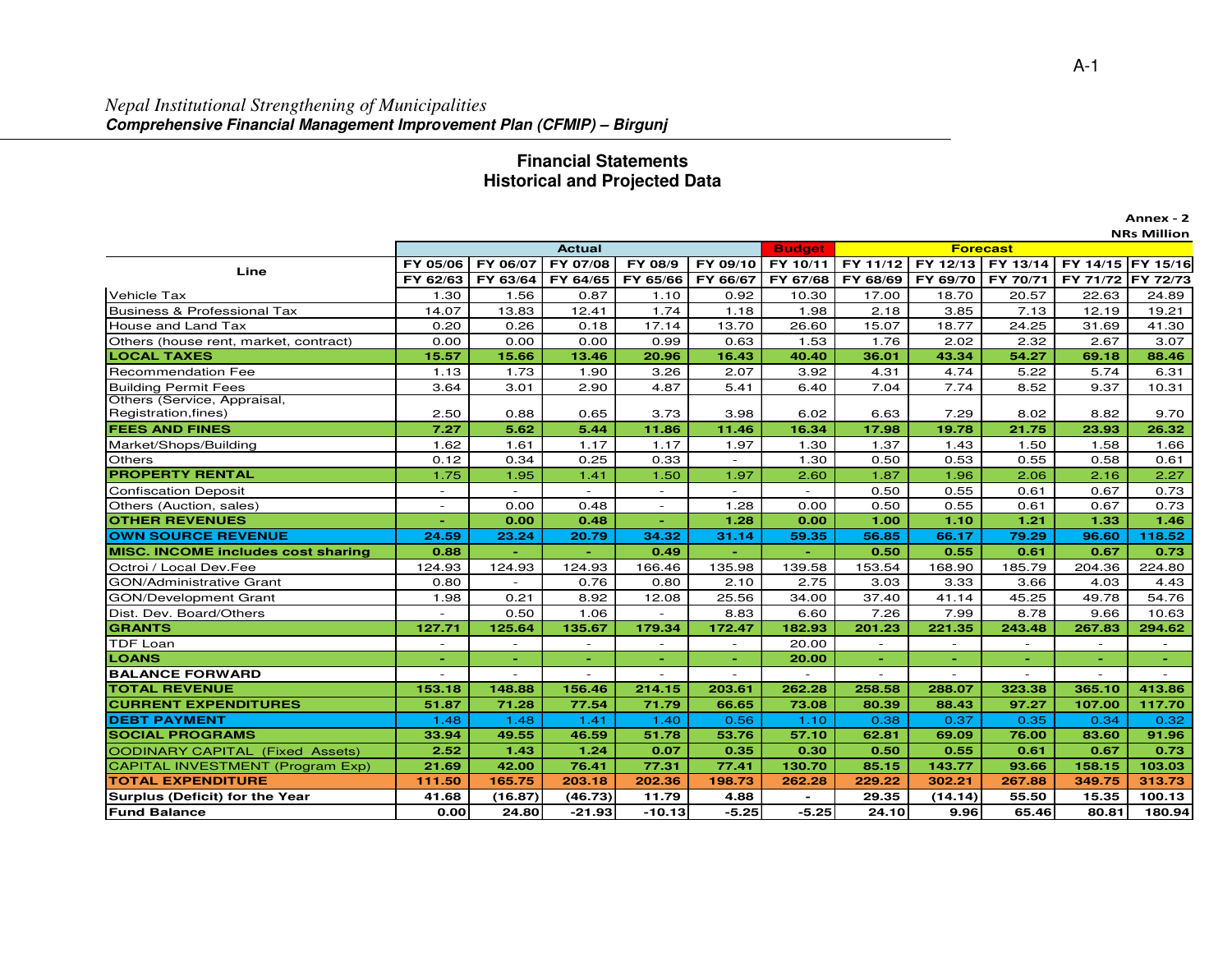*Nepal Institutional Strengthening of Municipalities*
***Comprehensive Financial Management Improvement Plan (CFMIP) – Birgunj***

## Financial Statements
## Historical and Projected Data

**Annex - 2**
**NRs Million**

| Line | Actual | | | | | Budget | Forecast | | | | |
|---|---|---|---|---|---|---|---|---|---|---|---|
| | FY 05/06 | FY 06/07 | FY 07/08 | FY 08/9 | FY 09/10 | FY 10/11 | FY 11/12 | FY 12/13 | FY 13/14 | FY 14/15 | FY 15/16 |
| | FY 62/63 | FY 63/64 | FY 64/65 | FY 65/66 | FY 66/67 | FY 67/68 | FY 68/69 | FY 69/70 | FY 70/71 | FY 71/72 | FY 72/73 |
| Vehicle Tax | 1.30 | 1.56 | 0.87 | 1.10 | 0.92 | 10.30 | 17.00 | 18.70 | 20.57 | 22.63 | 24.89 |
| Business & Professional Tax | 14.07 | 13.83 | 12.41 | 1.74 | 1.18 | 1.98 | 2.18 | 3.85 | 7.13 | 12.19 | 19.21 |
| House and Land Tax | 0.20 | 0.26 | 0.18 | 17.14 | 13.70 | 26.60 | 15.07 | 18.77 | 24.25 | 31.69 | 41.30 |
| Others (house rent, market, contract) | 0.00 | 0.00 | 0.00 | 0.99 | 0.63 | 1.53 | 1.76 | 2.02 | 2.32 | 2.67 | 3.07 |
| **LOCAL TAXES** | **15.57** | **15.66** | **13.46** | **20.96** | **16.43** | **40.40** | **36.01** | **43.34** | **54.27** | **69.18** | **88.46** |
| Recommendation Fee | 1.13 | 1.73 | 1.90 | 3.26 | 2.07 | 3.92 | 4.31 | 4.74 | 5.22 | 5.74 | 6.31 |
| Building Permit Fees | 3.64 | 3.01 | 2.90 | 4.87 | 5.41 | 6.40 | 7.04 | 7.74 | 8.52 | 9.37 | 10.31 |
| Others (Service, Appraisal, Registration,fines) | 2.50 | 0.88 | 0.65 | 3.73 | 3.98 | 6.02 | 6.63 | 7.29 | 8.02 | 8.82 | 9.70 |
| **FEES AND FINES** | **7.27** | **5.62** | **5.44** | **11.86** | **11.46** | **16.34** | **17.98** | **19.78** | **21.75** | **23.93** | **26.32** |
| Market/Shops/Building | 1.62 | 1.61 | 1.17 | 1.17 | 1.97 | 1.30 | 1.37 | 1.43 | 1.50 | 1.58 | 1.66 |
| Others | 0.12 | 0.34 | 0.25 | 0.33 | - | 1.30 | 0.50 | 0.53 | 0.55 | 0.58 | 0.61 |
| **PROPERTY RENTAL** | 1.75 | 1.95 | 1.41 | 1.50 | 1.97 | 2.60 | 1.87 | 1.96 | 2.06 | 2.16 | 2.27 |
| Confiscation Deposit | - | - | - | - | - | - | 0.50 | 0.55 | 0.61 | 0.67 | 0.73 |
| Others (Auction, sales) | - | 0.00 | 0.48 | - | 1.28 | 0.00 | 0.50 | 0.55 | 0.61 | 0.67 | 0.73 |
| **OTHER REVENUES** | **-** | **0.00** | **0.48** | **-** | **1.28** | **0.00** | **1.00** | **1.10** | **1.21** | **1.33** | **1.46** |
| **OWN SOURCE REVENUE** | **24.59** | **23.24** | **20.79** | **34.32** | **31.14** | **59.35** | **56.85** | **66.17** | **79.29** | **96.60** | **118.52** |
| **MISC. INCOME includes cost sharing** | **0.88** | **-** | **-** | **0.49** | **-** | **-** | **0.50** | **0.55** | **0.61** | **0.67** | **0.73** |
| Octroi / Local Dev.Fee | 124.93 | 124.93 | 124.93 | 166.46 | 135.98 | 139.58 | 153.54 | 168.90 | 185.79 | 204.36 | 224.80 |
| GON/Administrative Grant | 0.80 | - | 0.76 | 0.80 | 2.10 | 2.75 | 3.03 | 3.33 | 3.66 | 4.03 | 4.43 |
| GON/Development Grant | 1.98 | 0.21 | 8.92 | 12.08 | 25.56 | 34.00 | 37.40 | 41.14 | 45.25 | 49.78 | 54.76 |
| Dist. Dev. Board/Others | - | 0.50 | 1.06 | - | 8.83 | 6.60 | 7.26 | 7.99 | 8.78 | 9.66 | 10.63 |
| **GRANTS** | **127.71** | **125.64** | **135.67** | **179.34** | **172.47** | **182.93** | **201.23** | **221.35** | **243.48** | **267.83** | **294.62** |
| TDF Loan | - | - | - | - | - | 20.00 | - | - | - | - | - |
| **LOANS** | **-** | **-** | **-** | **-** | **-** | **20.00** | **-** | **-** | **-** | **-** | **-** |
| **BALANCE FORWARD** | - | - | - | - | - | - | - | - | - | - | - |
| **TOTAL REVENUE** | **153.18** | **148.88** | **156.46** | **214.15** | **203.61** | **262.28** | **258.58** | **288.07** | **323.38** | **365.10** | **413.86** |
| **CURRENT EXPENDITURES** | **51.87** | **71.28** | **77.54** | **71.79** | **66.65** | **73.08** | **80.39** | **88.43** | **97.27** | **107.00** | **117.70** |
| **DEBT PAYMENT** | 1.48 | 1.48 | 1.41 | 1.40 | 0.56 | 1.10 | 0.38 | 0.37 | 0.35 | 0.34 | 0.32 |
| **SOCIAL PROGRAMS** | **33.94** | **49.55** | **46.59** | **51.78** | **53.76** | **57.10** | **62.81** | **69.09** | **76.00** | **83.60** | **91.96** |
| OODINARY CAPITAL (Fixed Assets) | **2.52** | **1.43** | **1.24** | **0.07** | **0.35** | **0.30** | **0.50** | **0.55** | **0.61** | **0.67** | **0.73** |
| CAPITAL INVESTMENT (Program Exp) | **21.69** | **42.00** | **76.41** | **77.31** | **77.41** | **130.70** | **85.15** | **143.77** | **93.66** | **158.15** | **103.03** |
| **TOTAL EXPENDITURE** | **111.50** | **165.75** | **203.18** | **202.36** | **198.73** | **262.28** | **229.22** | **302.21** | **267.88** | **349.75** | **313.73** |
| **Surplus (Deficit) for the Year** | **41.68** | **(16.87)** | **(46.73)** | **11.79** | **4.88** | **-** | **29.35** | **(14.14)** | **55.50** | **15.35** | **100.13** |
| **Fund Balance** | **0.00** | **24.80** | **-21.93** | **-10.13** | **-5.25** | **-5.25** | **24.10** | **9.96** | **65.46** | **80.81** | **180.94** |